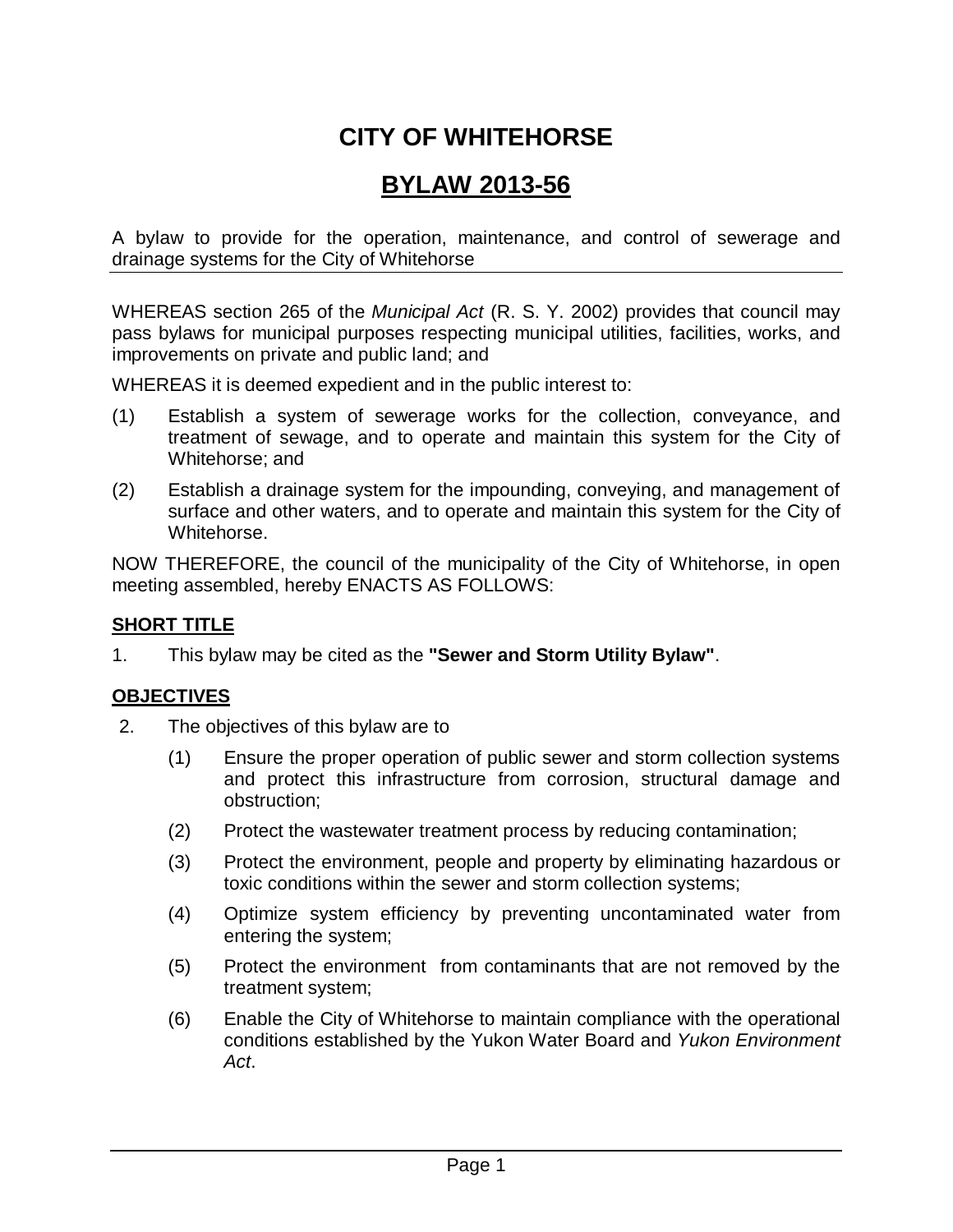# CITY OF WHITEHORSE

## BYLAW 2013-56

A bylaw to provide for the operation, maintenance, and control of sewerage and drainage systems for the City of Whitehorse

---

WHEREAS section 265 of the *Municipal Act* (R. S. Y. 2002) provides that council may pass bylaws for municipal purposes respecting municipal utilities, facilities, works, and improvements on private and public land; and

WHEREAS it is deemed expedient and in the public interest to:

(1) Establish a system of sewerage works for the collection, conveyance, and treatment of sewage, and to operate and maintain this system for the City of Whitehorse; and

(2) Establish a drainage system for the impounding, conveying, and management of surface and other waters, and to operate and maintain this system for the City of Whitehorse.

NOW THEREFORE, the council of the municipality of the City of Whitehorse, in open meeting assembled, hereby ENACTS AS FOLLOWS:

### SHORT TITLE

1. This bylaw may be cited as the **"Sewer and Storm Utility Bylaw"**.

### OBJECTIVES

2. The objectives of this bylaw are to

   (1) Ensure the proper operation of public sewer and storm collection systems and protect this infrastructure from corrosion, structural damage and obstruction;

   (2) Protect the wastewater treatment process by reducing contamination;

   (3) Protect the environment, people and property by eliminating hazardous or toxic conditions within the sewer and storm collection systems;

   (4) Optimize system efficiency by preventing uncontaminated water from entering the system;

   (5) Protect the environment from contaminants that are not removed by the treatment system;

   (6) Enable the City of Whitehorse to maintain compliance with the operational conditions established by the Yukon Water Board and *Yukon Environment Act*.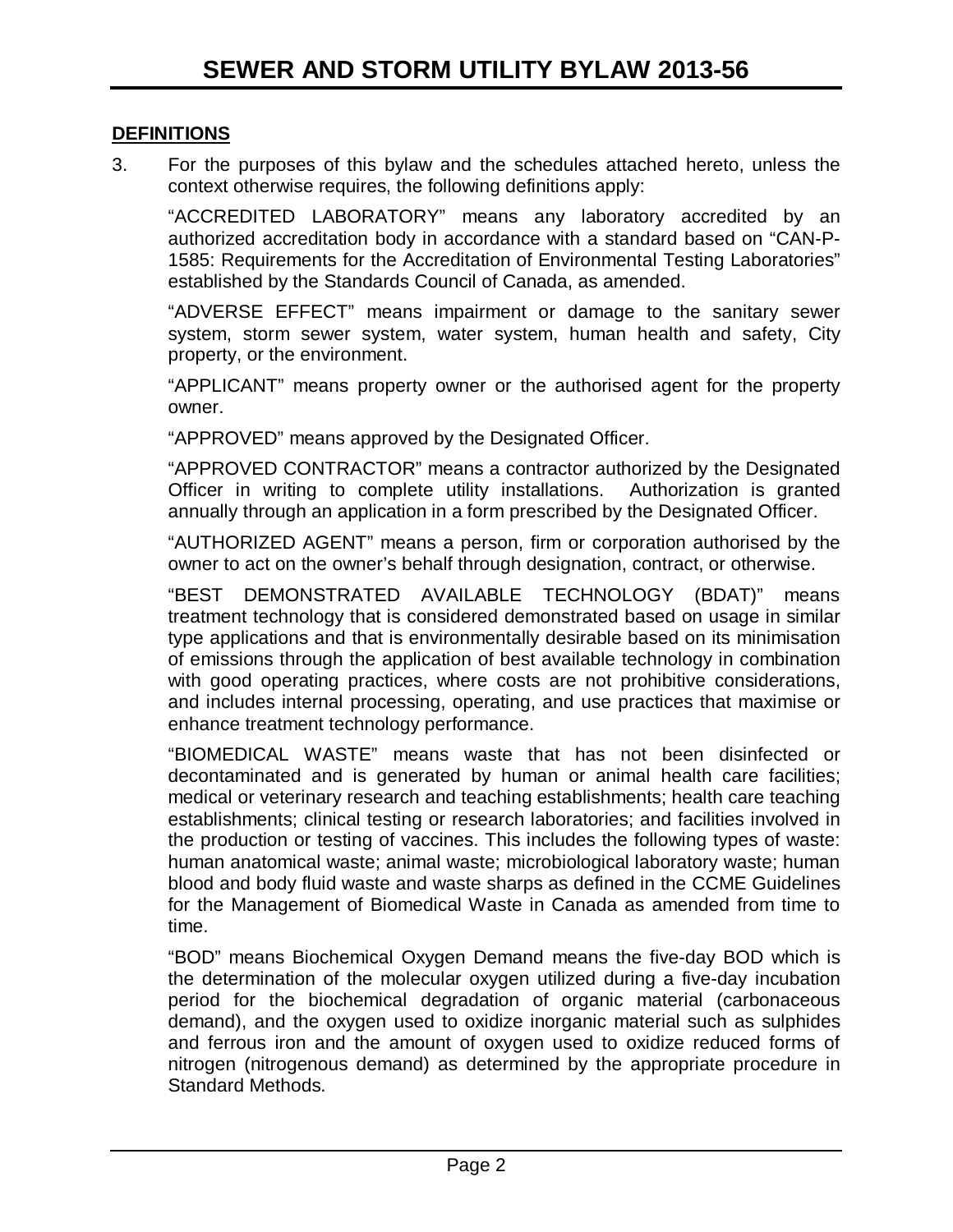## DEFINITIONS

3. For the purposes of this bylaw and the schedules attached hereto, unless the context otherwise requires, the following definitions apply:

"ACCREDITED LABORATORY" means any laboratory accredited by an authorized accreditation body in accordance with a standard based on "CAN-P-1585: Requirements for the Accreditation of Environmental Testing Laboratories" established by the Standards Council of Canada, as amended.

"ADVERSE EFFECT" means impairment or damage to the sanitary sewer system, storm sewer system, water system, human health and safety, City property, or the environment.

"APPLICANT" means property owner or the authorised agent for the property owner.

"APPROVED" means approved by the Designated Officer.

"APPROVED CONTRACTOR" means a contractor authorized by the Designated Officer in writing to complete utility installations. Authorization is granted annually through an application in a form prescribed by the Designated Officer.

"AUTHORIZED AGENT" means a person, firm or corporation authorised by the owner to act on the owner's behalf through designation, contract, or otherwise.

"BEST DEMONSTRATED AVAILABLE TECHNOLOGY (BDAT)" means treatment technology that is considered demonstrated based on usage in similar type applications and that is environmentally desirable based on its minimisation of emissions through the application of best available technology in combination with good operating practices, where costs are not prohibitive considerations, and includes internal processing, operating, and use practices that maximise or enhance treatment technology performance.

"BIOMEDICAL WASTE" means waste that has not been disinfected or decontaminated and is generated by human or animal health care facilities; medical or veterinary research and teaching establishments; health care teaching establishments; clinical testing or research laboratories; and facilities involved in the production or testing of vaccines. This includes the following types of waste: human anatomical waste; animal waste; microbiological laboratory waste; human blood and body fluid waste and waste sharps as defined in the CCME Guidelines for the Management of Biomedical Waste in Canada as amended from time to time.

"BOD" means Biochemical Oxygen Demand means the five-day BOD which is the determination of the molecular oxygen utilized during a five-day incubation period for the biochemical degradation of organic material (carbonaceous demand), and the oxygen used to oxidize inorganic material such as sulphides and ferrous iron and the amount of oxygen used to oxidize reduced forms of nitrogen (nitrogenous demand) as determined by the appropriate procedure in Standard Methods.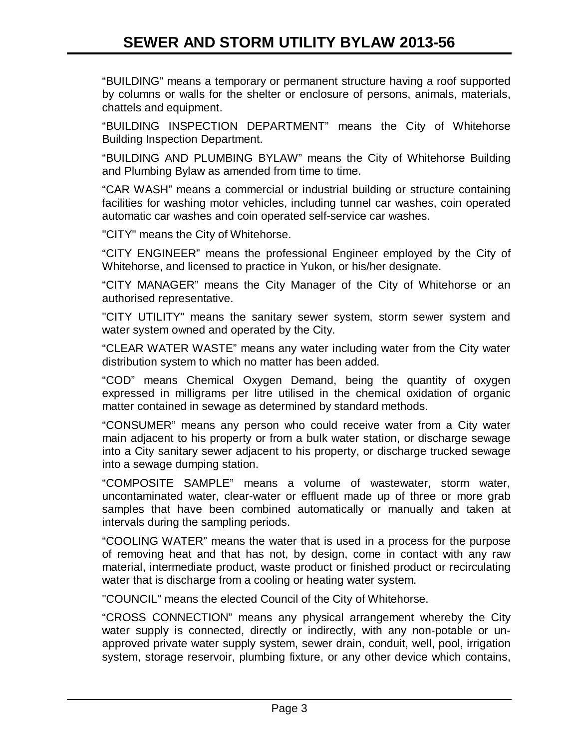"BUILDING" means a temporary or permanent structure having a roof supported by columns or walls for the shelter or enclosure of persons, animals, materials, chattels and equipment.

"BUILDING INSPECTION DEPARTMENT" means the City of Whitehorse Building Inspection Department.

"BUILDING AND PLUMBING BYLAW" means the City of Whitehorse Building and Plumbing Bylaw as amended from time to time.

"CAR WASH" means a commercial or industrial building or structure containing facilities for washing motor vehicles, including tunnel car washes, coin operated automatic car washes and coin operated self-service car washes.

"CITY" means the City of Whitehorse.

"CITY ENGINEER" means the professional Engineer employed by the City of Whitehorse, and licensed to practice in Yukon, or his/her designate.

"CITY MANAGER" means the City Manager of the City of Whitehorse or an authorised representative.

"CITY UTILITY" means the sanitary sewer system, storm sewer system and water system owned and operated by the City.

"CLEAR WATER WASTE" means any water including water from the City water distribution system to which no matter has been added.

"COD" means Chemical Oxygen Demand, being the quantity of oxygen expressed in milligrams per litre utilised in the chemical oxidation of organic matter contained in sewage as determined by standard methods.

"CONSUMER" means any person who could receive water from a City water main adjacent to his property or from a bulk water station, or discharge sewage into a City sanitary sewer adjacent to his property, or discharge trucked sewage into a sewage dumping station.

"COMPOSITE SAMPLE" means a volume of wastewater, storm water, uncontaminated water, clear-water or effluent made up of three or more grab samples that have been combined automatically or manually and taken at intervals during the sampling periods.

"COOLING WATER" means the water that is used in a process for the purpose of removing heat and that has not, by design, come in contact with any raw material, intermediate product, waste product or finished product or recirculating water that is discharge from a cooling or heating water system.

"COUNCIL" means the elected Council of the City of Whitehorse.

"CROSS CONNECTION" means any physical arrangement whereby the City water supply is connected, directly or indirectly, with any non-potable or un-approved private water supply system, sewer drain, conduit, well, pool, irrigation system, storage reservoir, plumbing fixture, or any other device which contains,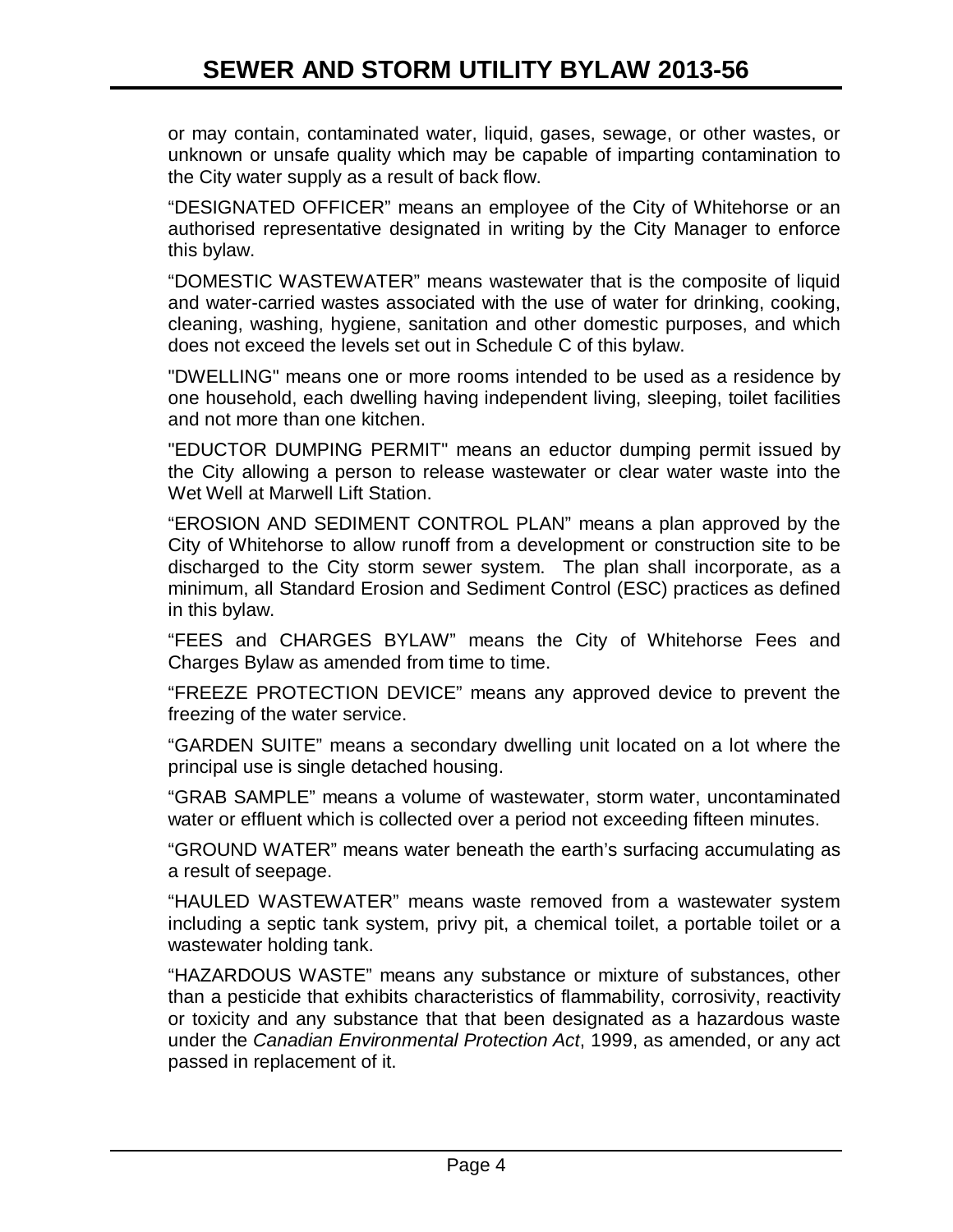or may contain, contaminated water, liquid, gases, sewage, or other wastes, or unknown or unsafe quality which may be capable of imparting contamination to the City water supply as a result of back flow.

“DESIGNATED OFFICER” means an employee of the City of Whitehorse or an authorised representative designated in writing by the City Manager to enforce this bylaw.

“DOMESTIC WASTEWATER” means wastewater that is the composite of liquid and water-carried wastes associated with the use of water for drinking, cooking, cleaning, washing, hygiene, sanitation and other domestic purposes, and which does not exceed the levels set out in Schedule C of this bylaw.

"DWELLING" means one or more rooms intended to be used as a residence by one household, each dwelling having independent living, sleeping, toilet facilities and not more than one kitchen.

"EDUCTOR DUMPING PERMIT" means an eductor dumping permit issued by the City allowing a person to release wastewater or clear water waste into the Wet Well at Marwell Lift Station.

“EROSION AND SEDIMENT CONTROL PLAN” means a plan approved by the City of Whitehorse to allow runoff from a development or construction site to be discharged to the City storm sewer system. The plan shall incorporate, as a minimum, all Standard Erosion and Sediment Control (ESC) practices as defined in this bylaw.

“FEES and CHARGES BYLAW” means the City of Whitehorse Fees and Charges Bylaw as amended from time to time.

“FREEZE PROTECTION DEVICE” means any approved device to prevent the freezing of the water service.

“GARDEN SUITE” means a secondary dwelling unit located on a lot where the principal use is single detached housing.

“GRAB SAMPLE” means a volume of wastewater, storm water, uncontaminated water or effluent which is collected over a period not exceeding fifteen minutes.

“GROUND WATER” means water beneath the earth’s surfacing accumulating as a result of seepage.

“HAULED WASTEWATER” means waste removed from a wastewater system including a septic tank system, privy pit, a chemical toilet, a portable toilet or a wastewater holding tank.

“HAZARDOUS WASTE” means any substance or mixture of substances, other than a pesticide that exhibits characteristics of flammability, corrosivity, reactivity or toxicity and any substance that that been designated as a hazardous waste under the *Canadian Environmental Protection Act*, 1999, as amended, or any act passed in replacement of it.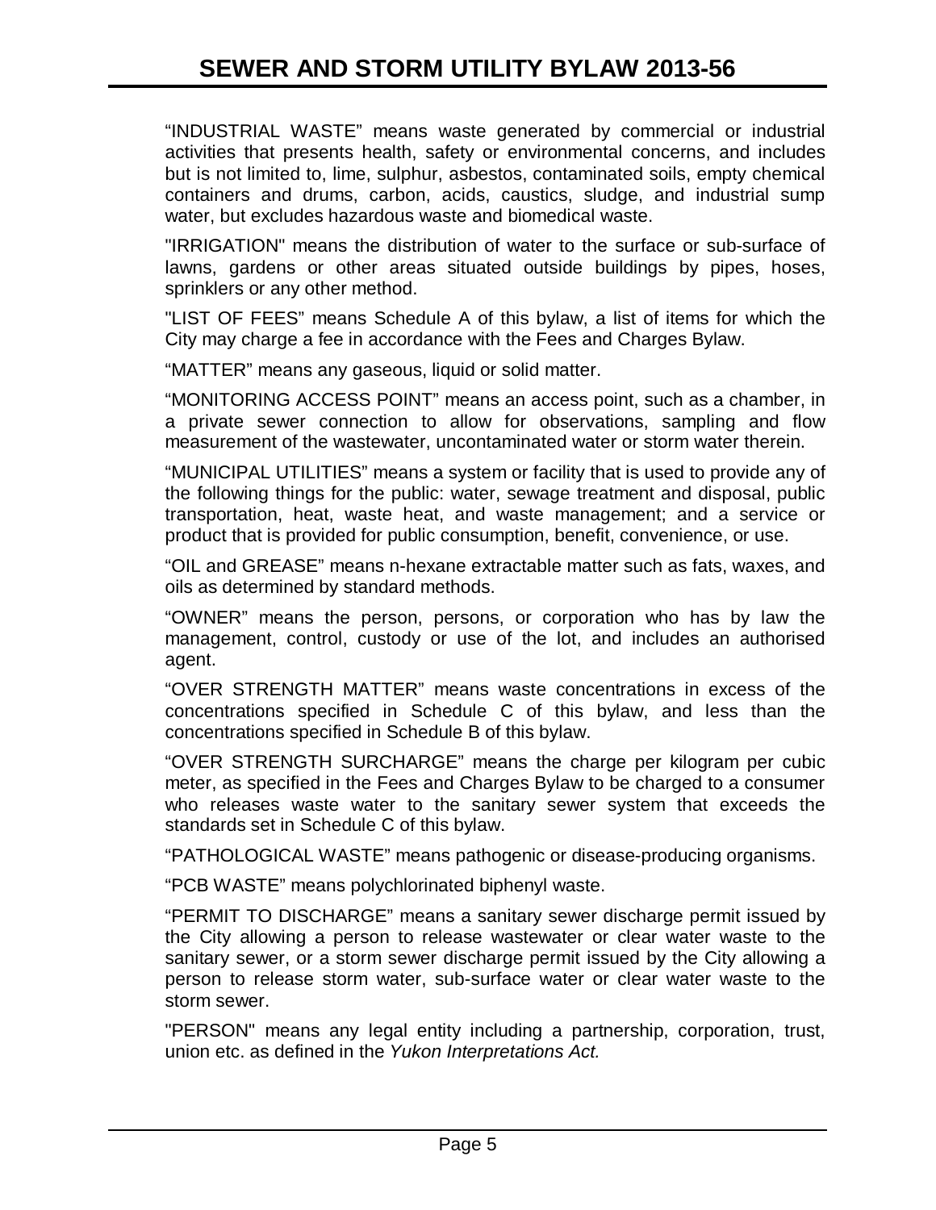“INDUSTRIAL WASTE” means waste generated by commercial or industrial activities that presents health, safety or environmental concerns, and includes but is not limited to, lime, sulphur, asbestos, contaminated soils, empty chemical containers and drums, carbon, acids, caustics, sludge, and industrial sump water, but excludes hazardous waste and biomedical waste.

"IRRIGATION" means the distribution of water to the surface or sub-surface of lawns, gardens or other areas situated outside buildings by pipes, hoses, sprinklers or any other method.

"LIST OF FEES” means Schedule A of this bylaw, a list of items for which the City may charge a fee in accordance with the Fees and Charges Bylaw.

“MATTER” means any gaseous, liquid or solid matter.

“MONITORING ACCESS POINT” means an access point, such as a chamber, in a private sewer connection to allow for observations, sampling and flow measurement of the wastewater, uncontaminated water or storm water therein.

“MUNICIPAL UTILITIES” means a system or facility that is used to provide any of the following things for the public: water, sewage treatment and disposal, public transportation, heat, waste heat, and waste management; and a service or product that is provided for public consumption, benefit, convenience, or use.

“OIL and GREASE” means n-hexane extractable matter such as fats, waxes, and oils as determined by standard methods.

“OWNER” means the person, persons, or corporation who has by law the management, control, custody or use of the lot, and includes an authorised agent.

“OVER STRENGTH MATTER” means waste concentrations in excess of the concentrations specified in Schedule C of this bylaw, and less than the concentrations specified in Schedule B of this bylaw.

“OVER STRENGTH SURCHARGE” means the charge per kilogram per cubic meter, as specified in the Fees and Charges Bylaw to be charged to a consumer who releases waste water to the sanitary sewer system that exceeds the standards set in Schedule C of this bylaw.

“PATHOLOGICAL WASTE” means pathogenic or disease-producing organisms.

“PCB WASTE” means polychlorinated biphenyl waste.

“PERMIT TO DISCHARGE” means a sanitary sewer discharge permit issued by the City allowing a person to release wastewater or clear water waste to the sanitary sewer, or a storm sewer discharge permit issued by the City allowing a person to release storm water, sub-surface water or clear water waste to the storm sewer.

"PERSON" means any legal entity including a partnership, corporation, trust, union etc. as defined in the *Yukon Interpretations Act.*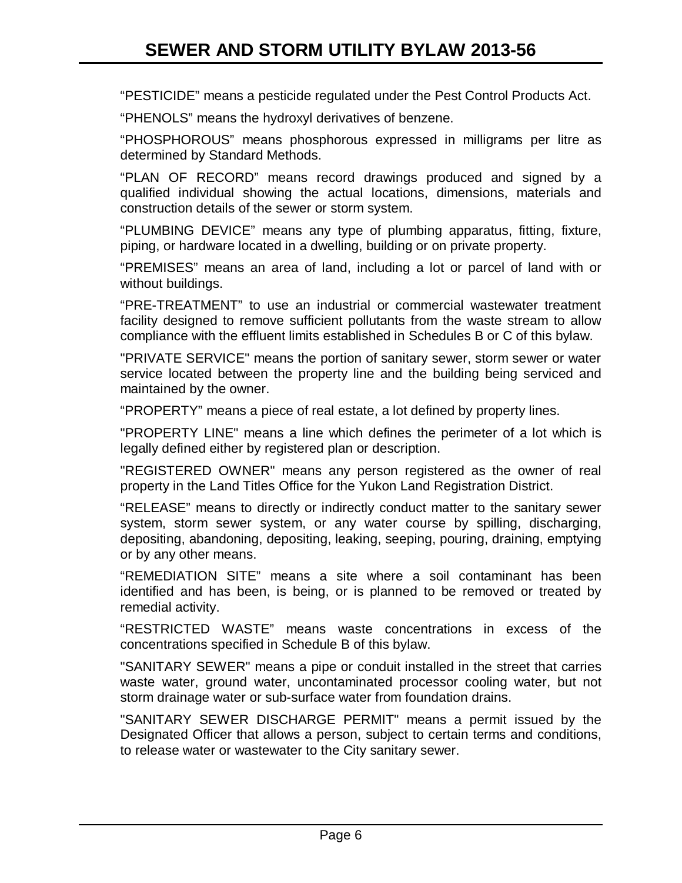"PESTICIDE" means a pesticide regulated under the Pest Control Products Act.

"PHENOLS" means the hydroxyl derivatives of benzene.

"PHOSPHOROUS" means phosphorous expressed in milligrams per litre as determined by Standard Methods.

"PLAN OF RECORD" means record drawings produced and signed by a qualified individual showing the actual locations, dimensions, materials and construction details of the sewer or storm system.

"PLUMBING DEVICE" means any type of plumbing apparatus, fitting, fixture, piping, or hardware located in a dwelling, building or on private property.

"PREMISES" means an area of land, including a lot or parcel of land with or without buildings.

"PRE-TREATMENT" to use an industrial or commercial wastewater treatment facility designed to remove sufficient pollutants from the waste stream to allow compliance with the effluent limits established in Schedules B or C of this bylaw.

"PRIVATE SERVICE" means the portion of sanitary sewer, storm sewer or water service located between the property line and the building being serviced and maintained by the owner.

"PROPERTY" means a piece of real estate, a lot defined by property lines.

"PROPERTY LINE" means a line which defines the perimeter of a lot which is legally defined either by registered plan or description.

"REGISTERED OWNER" means any person registered as the owner of real property in the Land Titles Office for the Yukon Land Registration District.

"RELEASE" means to directly or indirectly conduct matter to the sanitary sewer system, storm sewer system, or any water course by spilling, discharging, depositing, abandoning, depositing, leaking, seeping, pouring, draining, emptying or by any other means.

"REMEDIATION SITE" means a site where a soil contaminant has been identified and has been, is being, or is planned to be removed or treated by remedial activity.

"RESTRICTED WASTE" means waste concentrations in excess of the concentrations specified in Schedule B of this bylaw.

"SANITARY SEWER" means a pipe or conduit installed in the street that carries waste water, ground water, uncontaminated processor cooling water, but not storm drainage water or sub-surface water from foundation drains.

"SANITARY SEWER DISCHARGE PERMIT" means a permit issued by the Designated Officer that allows a person, subject to certain terms and conditions, to release water or wastewater to the City sanitary sewer.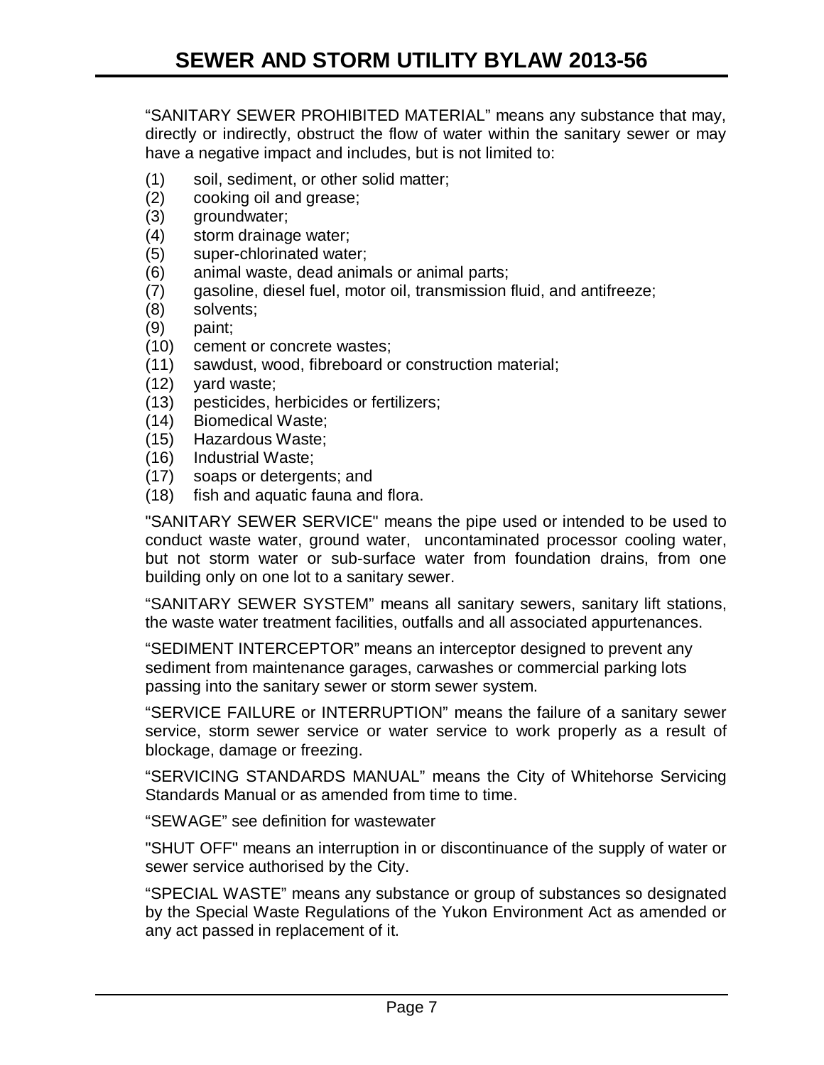"SANITARY SEWER PROHIBITED MATERIAL" means any substance that may, directly or indirectly, obstruct the flow of water within the sanitary sewer or may have a negative impact and includes, but is not limited to:

(1) soil, sediment, or other solid matter;
(2) cooking oil and grease;
(3) groundwater;
(4) storm drainage water;
(5) super-chlorinated water;
(6) animal waste, dead animals or animal parts;
(7) gasoline, diesel fuel, motor oil, transmission fluid, and antifreeze;
(8) solvents;
(9) paint;
(10) cement or concrete wastes;
(11) sawdust, wood, fibreboard or construction material;
(12) yard waste;
(13) pesticides, herbicides or fertilizers;
(14) Biomedical Waste;
(15) Hazardous Waste;
(16) Industrial Waste;
(17) soaps or detergents; and
(18) fish and aquatic fauna and flora.

"SANITARY SEWER SERVICE" means the pipe used or intended to be used to conduct waste water, ground water, uncontaminated processor cooling water, but not storm water or sub-surface water from foundation drains, from one building only on one lot to a sanitary sewer.

"SANITARY SEWER SYSTEM" means all sanitary sewers, sanitary lift stations, the waste water treatment facilities, outfalls and all associated appurtenances.

"SEDIMENT INTERCEPTOR" means an interceptor designed to prevent any sediment from maintenance garages, carwashes or commercial parking lots passing into the sanitary sewer or storm sewer system.

"SERVICE FAILURE or INTERRUPTION" means the failure of a sanitary sewer service, storm sewer service or water service to work properly as a result of blockage, damage or freezing.

"SERVICING STANDARDS MANUAL" means the City of Whitehorse Servicing Standards Manual or as amended from time to time.

"SEWAGE" see definition for wastewater

"SHUT OFF" means an interruption in or discontinuance of the supply of water or sewer service authorised by the City.

"SPECIAL WASTE" means any substance or group of substances so designated by the Special Waste Regulations of the Yukon Environment Act as amended or any act passed in replacement of it.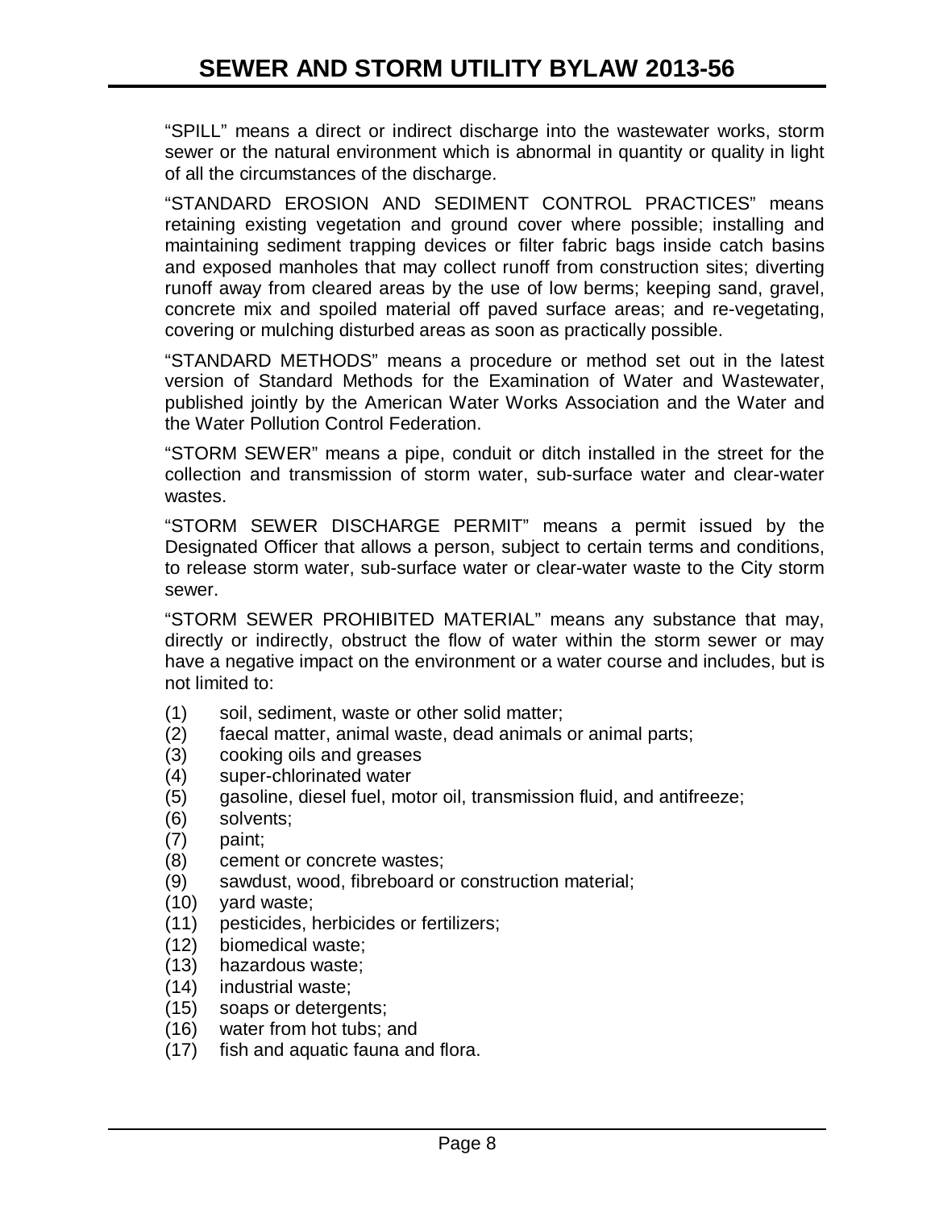"SPILL" means a direct or indirect discharge into the wastewater works, storm sewer or the natural environment which is abnormal in quantity or quality in light of all the circumstances of the discharge.

"STANDARD EROSION AND SEDIMENT CONTROL PRACTICES" means retaining existing vegetation and ground cover where possible; installing and maintaining sediment trapping devices or filter fabric bags inside catch basins and exposed manholes that may collect runoff from construction sites; diverting runoff away from cleared areas by the use of low berms; keeping sand, gravel, concrete mix and spoiled material off paved surface areas; and re-vegetating, covering or mulching disturbed areas as soon as practically possible.

"STANDARD METHODS" means a procedure or method set out in the latest version of Standard Methods for the Examination of Water and Wastewater, published jointly by the American Water Works Association and the Water and the Water Pollution Control Federation.

"STORM SEWER" means a pipe, conduit or ditch installed in the street for the collection and transmission of storm water, sub-surface water and clear-water wastes.

"STORM SEWER DISCHARGE PERMIT" means a permit issued by the Designated Officer that allows a person, subject to certain terms and conditions, to release storm water, sub-surface water or clear-water waste to the City storm sewer.

"STORM SEWER PROHIBITED MATERIAL" means any substance that may, directly or indirectly, obstruct the flow of water within the storm sewer or may have a negative impact on the environment or a water course and includes, but is not limited to:

(1) soil, sediment, waste or other solid matter;
(2) faecal matter, animal waste, dead animals or animal parts;
(3) cooking oils and greases
(4) super-chlorinated water
(5) gasoline, diesel fuel, motor oil, transmission fluid, and antifreeze;
(6) solvents;
(7) paint;
(8) cement or concrete wastes;
(9) sawdust, wood, fibreboard or construction material;
(10) yard waste;
(11) pesticides, herbicides or fertilizers;
(12) biomedical waste;
(13) hazardous waste;
(14) industrial waste;
(15) soaps or detergents;
(16) water from hot tubs; and
(17) fish and aquatic fauna and flora.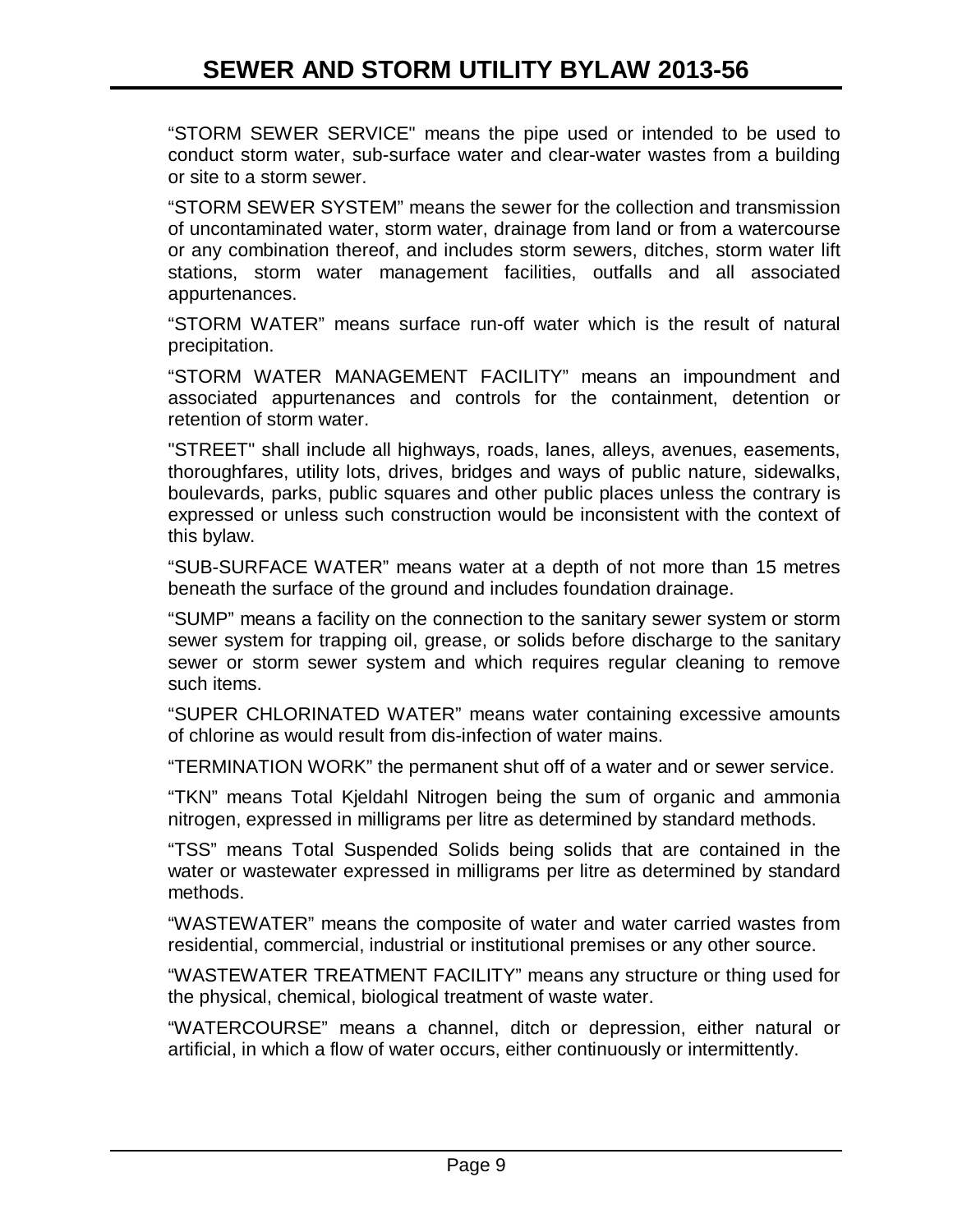"STORM SEWER SERVICE" means the pipe used or intended to be used to conduct storm water, sub-surface water and clear-water wastes from a building or site to a storm sewer.

"STORM SEWER SYSTEM" means the sewer for the collection and transmission of uncontaminated water, storm water, drainage from land or from a watercourse or any combination thereof, and includes storm sewers, ditches, storm water lift stations, storm water management facilities, outfalls and all associated appurtenances.

"STORM WATER" means surface run-off water which is the result of natural precipitation.

"STORM WATER MANAGEMENT FACILITY" means an impoundment and associated appurtenances and controls for the containment, detention or retention of storm water.

"STREET" shall include all highways, roads, lanes, alleys, avenues, easements, thoroughfares, utility lots, drives, bridges and ways of public nature, sidewalks, boulevards, parks, public squares and other public places unless the contrary is expressed or unless such construction would be inconsistent with the context of this bylaw.

"SUB-SURFACE WATER" means water at a depth of not more than 15 metres beneath the surface of the ground and includes foundation drainage.

"SUMP" means a facility on the connection to the sanitary sewer system or storm sewer system for trapping oil, grease, or solids before discharge to the sanitary sewer or storm sewer system and which requires regular cleaning to remove such items.

"SUPER CHLORINATED WATER" means water containing excessive amounts of chlorine as would result from dis-infection of water mains.

"TERMINATION WORK" the permanent shut off of a water and or sewer service.

"TKN" means Total Kjeldahl Nitrogen being the sum of organic and ammonia nitrogen, expressed in milligrams per litre as determined by standard methods.

"TSS" means Total Suspended Solids being solids that are contained in the water or wastewater expressed in milligrams per litre as determined by standard methods.

"WASTEWATER" means the composite of water and water carried wastes from residential, commercial, industrial or institutional premises or any other source.

"WASTEWATER TREATMENT FACILITY" means any structure or thing used for the physical, chemical, biological treatment of waste water.

"WATERCOURSE" means a channel, ditch or depression, either natural or artificial, in which a flow of water occurs, either continuously or intermittently.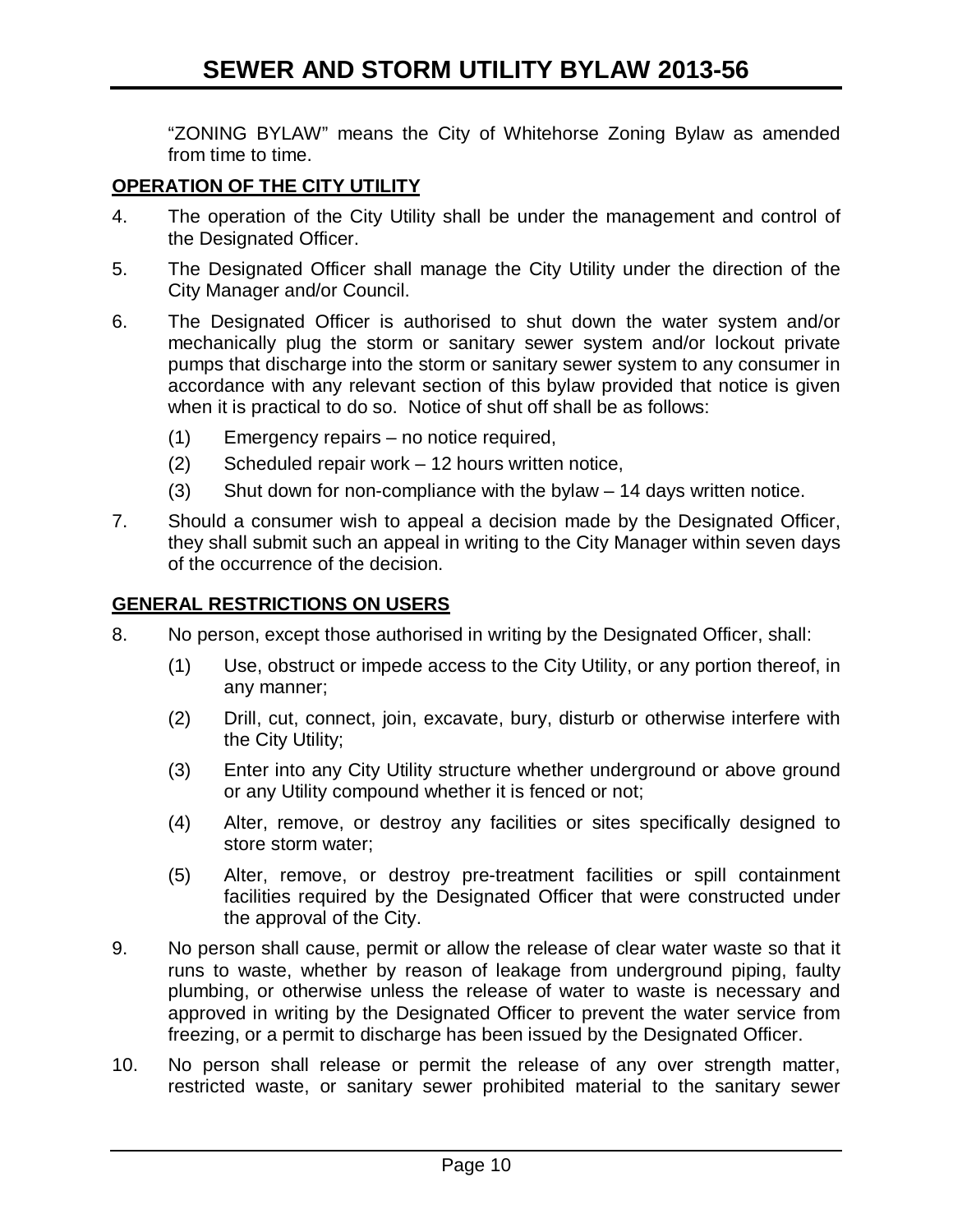"ZONING BYLAW" means the City of Whitehorse Zoning Bylaw as amended from time to time.

## OPERATION OF THE CITY UTILITY

4. The operation of the City Utility shall be under the management and control of the Designated Officer.

5. The Designated Officer shall manage the City Utility under the direction of the City Manager and/or Council.

6. The Designated Officer is authorised to shut down the water system and/or mechanically plug the storm or sanitary sewer system and/or lockout private pumps that discharge into the storm or sanitary sewer system to any consumer in accordance with any relevant section of this bylaw provided that notice is given when it is practical to do so. Notice of shut off shall be as follows:

   (1) Emergency repairs – no notice required,

   (2) Scheduled repair work – 12 hours written notice,

   (3) Shut down for non-compliance with the bylaw – 14 days written notice.

7. Should a consumer wish to appeal a decision made by the Designated Officer, they shall submit such an appeal in writing to the City Manager within seven days of the occurrence of the decision.

## GENERAL RESTRICTIONS ON USERS

8. No person, except those authorised in writing by the Designated Officer, shall:

   (1) Use, obstruct or impede access to the City Utility, or any portion thereof, in any manner;

   (2) Drill, cut, connect, join, excavate, bury, disturb or otherwise interfere with the City Utility;

   (3) Enter into any City Utility structure whether underground or above ground or any Utility compound whether it is fenced or not;

   (4) Alter, remove, or destroy any facilities or sites specifically designed to store storm water;

   (5) Alter, remove, or destroy pre-treatment facilities or spill containment facilities required by the Designated Officer that were constructed under the approval of the City.

9. No person shall cause, permit or allow the release of clear water waste so that it runs to waste, whether by reason of leakage from underground piping, faulty plumbing, or otherwise unless the release of water to waste is necessary and approved in writing by the Designated Officer to prevent the water service from freezing, or a permit to discharge has been issued by the Designated Officer.

10. No person shall release or permit the release of any over strength matter, restricted waste, or sanitary sewer prohibited material to the sanitary sewer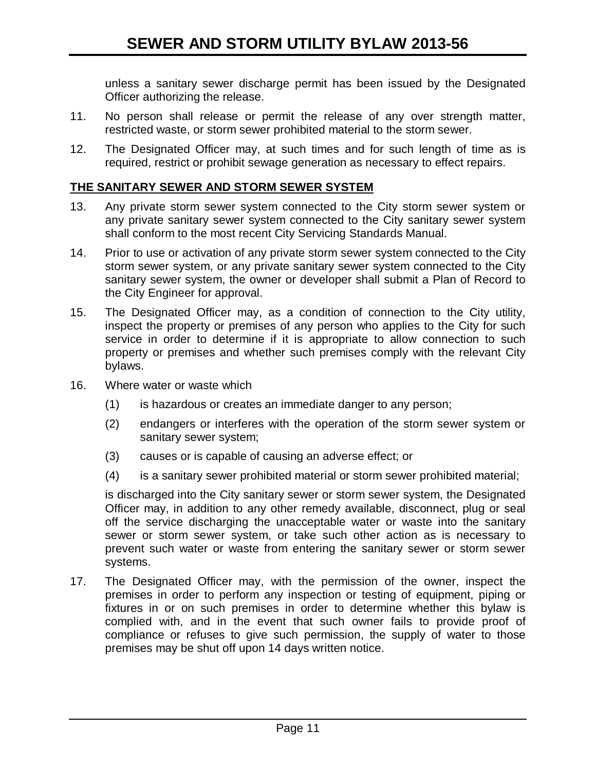unless a sanitary sewer discharge permit has been issued by the Designated Officer authorizing the release.

11. No person shall release or permit the release of any over strength matter, restricted waste, or storm sewer prohibited material to the storm sewer.

12. The Designated Officer may, at such times and for such length of time as is required, restrict or prohibit sewage generation as necessary to effect repairs.

## THE SANITARY SEWER AND STORM SEWER SYSTEM

13. Any private storm sewer system connected to the City storm sewer system or any private sanitary sewer system connected to the City sanitary sewer system shall conform to the most recent City Servicing Standards Manual.

14. Prior to use or activation of any private storm sewer system connected to the City storm sewer system, or any private sanitary sewer system connected to the City sanitary sewer system, the owner or developer shall submit a Plan of Record to the City Engineer for approval.

15. The Designated Officer may, as a condition of connection to the City utility, inspect the property or premises of any person who applies to the City for such service in order to determine if it is appropriate to allow connection to such property or premises and whether such premises comply with the relevant City bylaws.

16. Where water or waste which

    (1) is hazardous or creates an immediate danger to any person;

    (2) endangers or interferes with the operation of the storm sewer system or sanitary sewer system;

    (3) causes or is capable of causing an adverse effect; or

    (4) is a sanitary sewer prohibited material or storm sewer prohibited material;

    is discharged into the City sanitary sewer or storm sewer system, the Designated Officer may, in addition to any other remedy available, disconnect, plug or seal off the service discharging the unacceptable water or waste into the sanitary sewer or storm sewer system, or take such other action as is necessary to prevent such water or waste from entering the sanitary sewer or storm sewer systems.

17. The Designated Officer may, with the permission of the owner, inspect the premises in order to perform any inspection or testing of equipment, piping or fixtures in or on such premises in order to determine whether this bylaw is complied with, and in the event that such owner fails to provide proof of compliance or refuses to give such permission, the supply of water to those premises may be shut off upon 14 days written notice.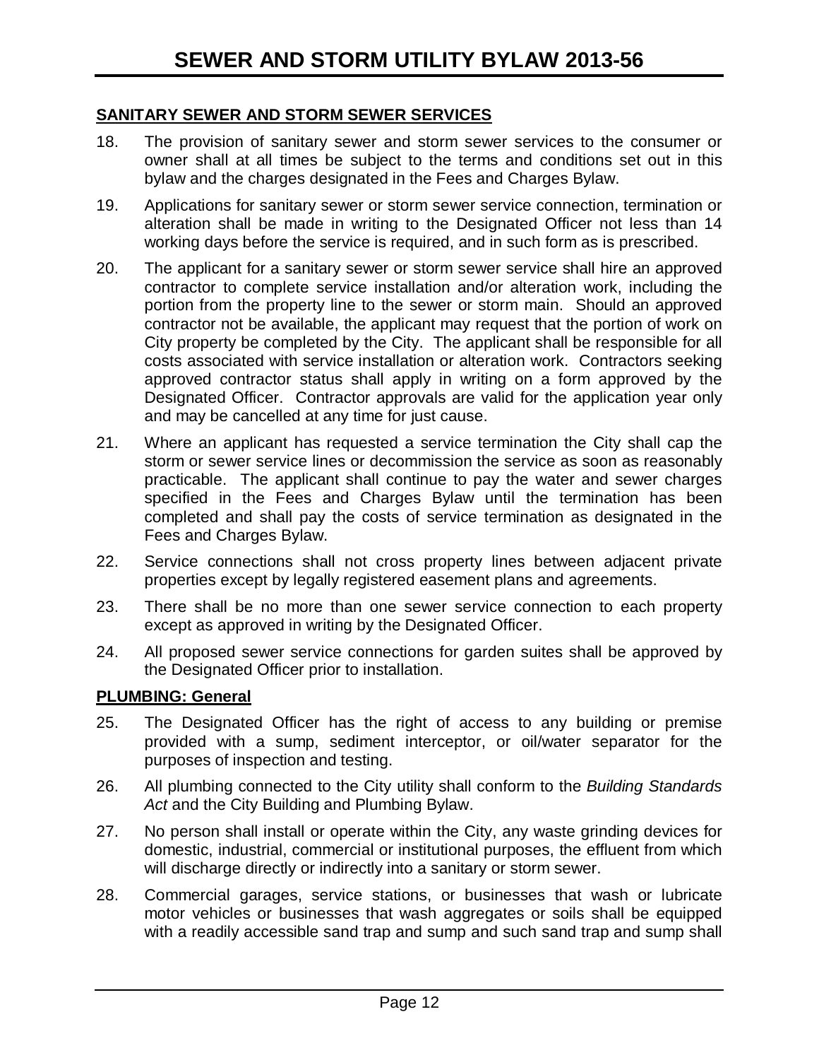## SANITARY SEWER AND STORM SEWER SERVICES

18. The provision of sanitary sewer and storm sewer services to the consumer or owner shall at all times be subject to the terms and conditions set out in this bylaw and the charges designated in the Fees and Charges Bylaw.

19. Applications for sanitary sewer or storm sewer service connection, termination or alteration shall be made in writing to the Designated Officer not less than 14 working days before the service is required, and in such form as is prescribed.

20. The applicant for a sanitary sewer or storm sewer service shall hire an approved contractor to complete service installation and/or alteration work, including the portion from the property line to the sewer or storm main. Should an approved contractor not be available, the applicant may request that the portion of work on City property be completed by the City. The applicant shall be responsible for all costs associated with service installation or alteration work. Contractors seeking approved contractor status shall apply in writing on a form approved by the Designated Officer. Contractor approvals are valid for the application year only and may be cancelled at any time for just cause.

21. Where an applicant has requested a service termination the City shall cap the storm or sewer service lines or decommission the service as soon as reasonably practicable. The applicant shall continue to pay the water and sewer charges specified in the Fees and Charges Bylaw until the termination has been completed and shall pay the costs of service termination as designated in the Fees and Charges Bylaw.

22. Service connections shall not cross property lines between adjacent private properties except by legally registered easement plans and agreements.

23. There shall be no more than one sewer service connection to each property except as approved in writing by the Designated Officer.

24. All proposed sewer service connections for garden suites shall be approved by the Designated Officer prior to installation.

## PLUMBING: General

25. The Designated Officer has the right of access to any building or premise provided with a sump, sediment interceptor, or oil/water separator for the purposes of inspection and testing.

26. All plumbing connected to the City utility shall conform to the *Building Standards Act* and the City Building and Plumbing Bylaw.

27. No person shall install or operate within the City, any waste grinding devices for domestic, industrial, commercial or institutional purposes, the effluent from which will discharge directly or indirectly into a sanitary or storm sewer.

28. Commercial garages, service stations, or businesses that wash or lubricate motor vehicles or businesses that wash aggregates or soils shall be equipped with a readily accessible sand trap and sump and such sand trap and sump shall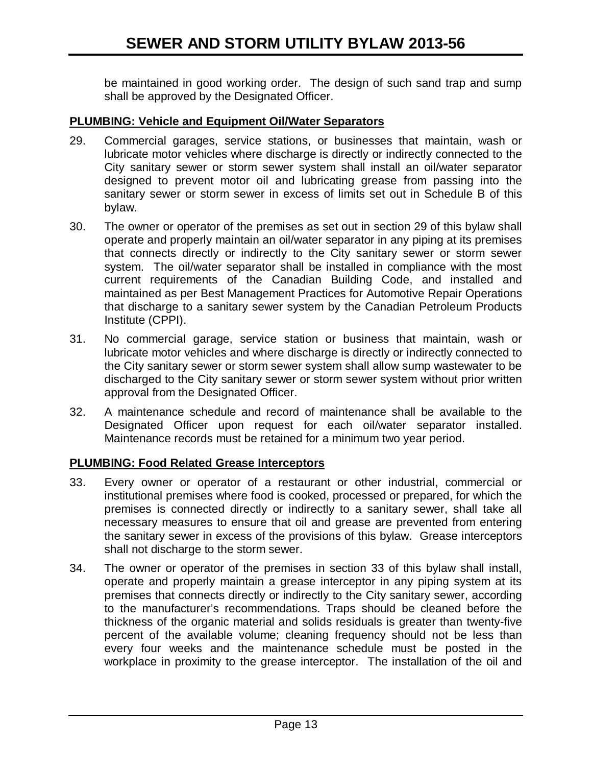be maintained in good working order. The design of such sand trap and sump shall be approved by the Designated Officer.

**PLUMBING: Vehicle and Equipment Oil/Water Separators**

29. Commercial garages, service stations, or businesses that maintain, wash or lubricate motor vehicles where discharge is directly or indirectly connected to the City sanitary sewer or storm sewer system shall install an oil/water separator designed to prevent motor oil and lubricating grease from passing into the sanitary sewer or storm sewer in excess of limits set out in Schedule B of this bylaw.

30. The owner or operator of the premises as set out in section 29 of this bylaw shall operate and properly maintain an oil/water separator in any piping at its premises that connects directly or indirectly to the City sanitary sewer or storm sewer system. The oil/water separator shall be installed in compliance with the most current requirements of the Canadian Building Code, and installed and maintained as per Best Management Practices for Automotive Repair Operations that discharge to a sanitary sewer system by the Canadian Petroleum Products Institute (CPPI).

31. No commercial garage, service station or business that maintain, wash or lubricate motor vehicles and where discharge is directly or indirectly connected to the City sanitary sewer or storm sewer system shall allow sump wastewater to be discharged to the City sanitary sewer or storm sewer system without prior written approval from the Designated Officer.

32. A maintenance schedule and record of maintenance shall be available to the Designated Officer upon request for each oil/water separator installed. Maintenance records must be retained for a minimum two year period.

**PLUMBING: Food Related Grease Interceptors**

33. Every owner or operator of a restaurant or other industrial, commercial or institutional premises where food is cooked, processed or prepared, for which the premises is connected directly or indirectly to a sanitary sewer, shall take all necessary measures to ensure that oil and grease are prevented from entering the sanitary sewer in excess of the provisions of this bylaw. Grease interceptors shall not discharge to the storm sewer.

34. The owner or operator of the premises in section 33 of this bylaw shall install, operate and properly maintain a grease interceptor in any piping system at its premises that connects directly or indirectly to the City sanitary sewer, according to the manufacturer's recommendations. Traps should be cleaned before the thickness of the organic material and solids residuals is greater than twenty-five percent of the available volume; cleaning frequency should not be less than every four weeks and the maintenance schedule must be posted in the workplace in proximity to the grease interceptor. The installation of the oil and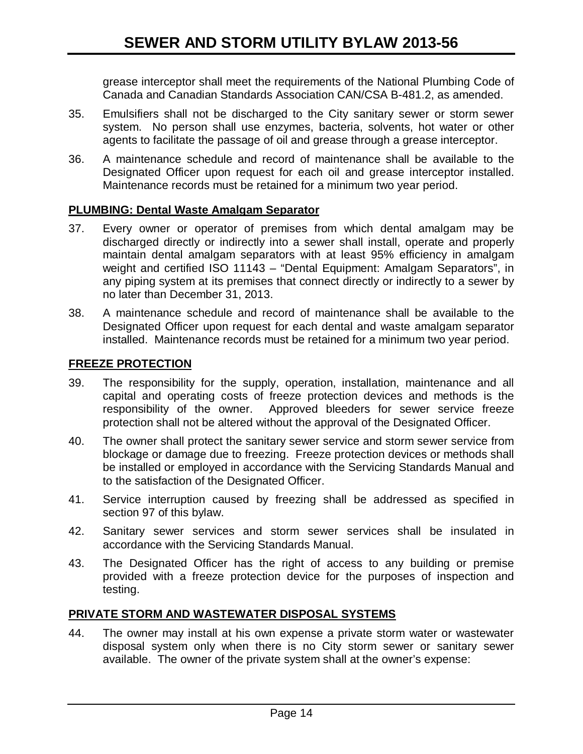grease interceptor shall meet the requirements of the National Plumbing Code of Canada and Canadian Standards Association CAN/CSA B-481.2, as amended.

35. Emulsifiers shall not be discharged to the City sanitary sewer or storm sewer system. No person shall use enzymes, bacteria, solvents, hot water or other agents to facilitate the passage of oil and grease through a grease interceptor.

36. A maintenance schedule and record of maintenance shall be available to the Designated Officer upon request for each oil and grease interceptor installed. Maintenance records must be retained for a minimum two year period.

**PLUMBING: Dental Waste Amalgam Separator**

37. Every owner or operator of premises from which dental amalgam may be discharged directly or indirectly into a sewer shall install, operate and properly maintain dental amalgam separators with at least 95% efficiency in amalgam weight and certified ISO 11143 – "Dental Equipment: Amalgam Separators", in any piping system at its premises that connect directly or indirectly to a sewer by no later than December 31, 2013.

38. A maintenance schedule and record of maintenance shall be available to the Designated Officer upon request for each dental and waste amalgam separator installed. Maintenance records must be retained for a minimum two year period.

**FREEZE PROTECTION**

39. The responsibility for the supply, operation, installation, maintenance and all capital and operating costs of freeze protection devices and methods is the responsibility of the owner. Approved bleeders for sewer service freeze protection shall not be altered without the approval of the Designated Officer.

40. The owner shall protect the sanitary sewer service and storm sewer service from blockage or damage due to freezing. Freeze protection devices or methods shall be installed or employed in accordance with the Servicing Standards Manual and to the satisfaction of the Designated Officer.

41. Service interruption caused by freezing shall be addressed as specified in section 97 of this bylaw.

42. Sanitary sewer services and storm sewer services shall be insulated in accordance with the Servicing Standards Manual.

43. The Designated Officer has the right of access to any building or premise provided with a freeze protection device for the purposes of inspection and testing.

**PRIVATE STORM AND WASTEWATER DISPOSAL SYSTEMS**

44. The owner may install at his own expense a private storm water or wastewater disposal system only when there is no City storm sewer or sanitary sewer available. The owner of the private system shall at the owner's expense: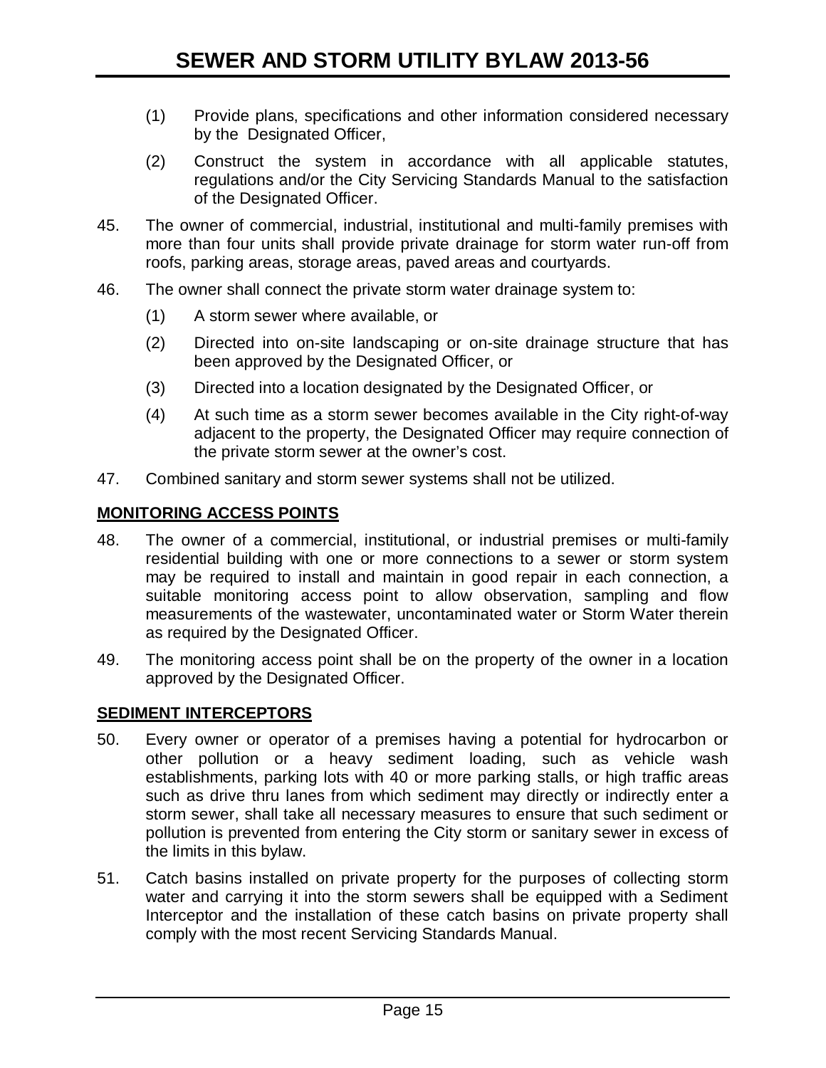(1) Provide plans, specifications and other information considered necessary by the Designated Officer,

(2) Construct the system in accordance with all applicable statutes, regulations and/or the City Servicing Standards Manual to the satisfaction of the Designated Officer.

45. The owner of commercial, industrial, institutional and multi-family premises with more than four units shall provide private drainage for storm water run-off from roofs, parking areas, storage areas, paved areas and courtyards.

46. The owner shall connect the private storm water drainage system to:

(1) A storm sewer where available, or

(2) Directed into on-site landscaping or on-site drainage structure that has been approved by the Designated Officer, or

(3) Directed into a location designated by the Designated Officer, or

(4) At such time as a storm sewer becomes available in the City right-of-way adjacent to the property, the Designated Officer may require connection of the private storm sewer at the owner's cost.

47. Combined sanitary and storm sewer systems shall not be utilized.

## MONITORING ACCESS POINTS

48. The owner of a commercial, institutional, or industrial premises or multi-family residential building with one or more connections to a sewer or storm system may be required to install and maintain in good repair in each connection, a suitable monitoring access point to allow observation, sampling and flow measurements of the wastewater, uncontaminated water or Storm Water therein as required by the Designated Officer.

49. The monitoring access point shall be on the property of the owner in a location approved by the Designated Officer.

## SEDIMENT INTERCEPTORS

50. Every owner or operator of a premises having a potential for hydrocarbon or other pollution or a heavy sediment loading, such as vehicle wash establishments, parking lots with 40 or more parking stalls, or high traffic areas such as drive thru lanes from which sediment may directly or indirectly enter a storm sewer, shall take all necessary measures to ensure that such sediment or pollution is prevented from entering the City storm or sanitary sewer in excess of the limits in this bylaw.

51. Catch basins installed on private property for the purposes of collecting storm water and carrying it into the storm sewers shall be equipped with a Sediment Interceptor and the installation of these catch basins on private property shall comply with the most recent Servicing Standards Manual.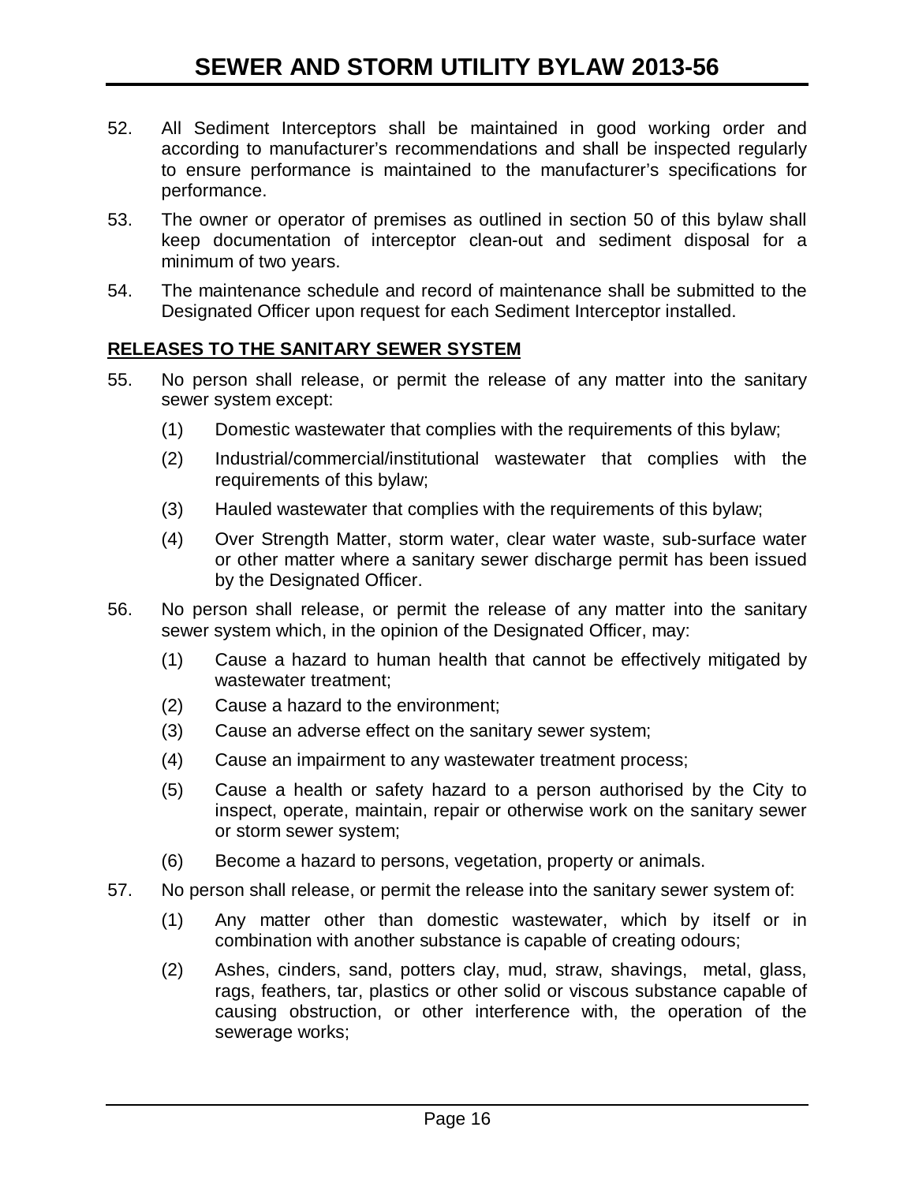52. All Sediment Interceptors shall be maintained in good working order and according to manufacturer's recommendations and shall be inspected regularly to ensure performance is maintained to the manufacturer's specifications for performance.

53. The owner or operator of premises as outlined in section 50 of this bylaw shall keep documentation of interceptor clean-out and sediment disposal for a minimum of two years.

54. The maintenance schedule and record of maintenance shall be submitted to the Designated Officer upon request for each Sediment Interceptor installed.

**RELEASES TO THE SANITARY SEWER SYSTEM**

55. No person shall release, or permit the release of any matter into the sanitary sewer system except:

    (1) Domestic wastewater that complies with the requirements of this bylaw;

    (2) Industrial/commercial/institutional wastewater that complies with the requirements of this bylaw;

    (3) Hauled wastewater that complies with the requirements of this bylaw;

    (4) Over Strength Matter, storm water, clear water waste, sub-surface water or other matter where a sanitary sewer discharge permit has been issued by the Designated Officer.

56. No person shall release, or permit the release of any matter into the sanitary sewer system which, in the opinion of the Designated Officer, may:

    (1) Cause a hazard to human health that cannot be effectively mitigated by wastewater treatment;

    (2) Cause a hazard to the environment;

    (3) Cause an adverse effect on the sanitary sewer system;

    (4) Cause an impairment to any wastewater treatment process;

    (5) Cause a health or safety hazard to a person authorised by the City to inspect, operate, maintain, repair or otherwise work on the sanitary sewer or storm sewer system;

    (6) Become a hazard to persons, vegetation, property or animals.

57. No person shall release, or permit the release into the sanitary sewer system of:

    (1) Any matter other than domestic wastewater, which by itself or in combination with another substance is capable of creating odours;

    (2) Ashes, cinders, sand, potters clay, mud, straw, shavings, metal, glass, rags, feathers, tar, plastics or other solid or viscous substance capable of causing obstruction, or other interference with, the operation of the sewerage works;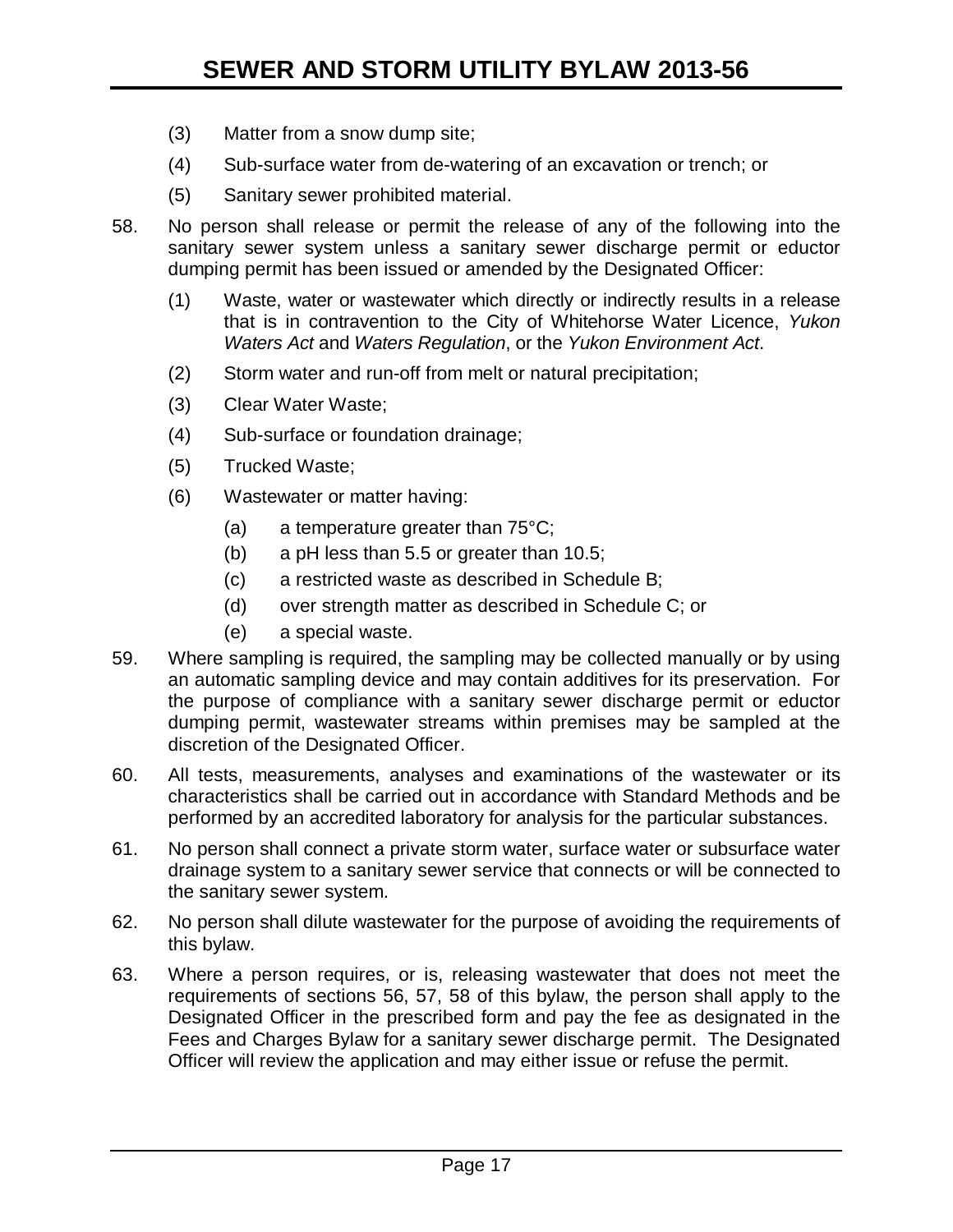(3) Matter from a snow dump site;

(4) Sub-surface water from de-watering of an excavation or trench; or

(5) Sanitary sewer prohibited material.

58. No person shall release or permit the release of any of the following into the sanitary sewer system unless a sanitary sewer discharge permit or eductor dumping permit has been issued or amended by the Designated Officer:

 (1) Waste, water or wastewater which directly or indirectly results in a release that is in contravention to the City of Whitehorse Water Licence, *Yukon Waters Act* and *Waters Regulation*, or the *Yukon Environment Act*.

 (2) Storm water and run-off from melt or natural precipitation;

 (3) Clear Water Waste;

 (4) Sub-surface or foundation drainage;

 (5) Trucked Waste;

 (6) Wastewater or matter having:

  (a) a temperature greater than 75°C;

  (b) a pH less than 5.5 or greater than 10.5;

  (c) a restricted waste as described in Schedule B;

  (d) over strength matter as described in Schedule C; or

  (e) a special waste.

59. Where sampling is required, the sampling may be collected manually or by using an automatic sampling device and may contain additives for its preservation. For the purpose of compliance with a sanitary sewer discharge permit or eductor dumping permit, wastewater streams within premises may be sampled at the discretion of the Designated Officer.

60. All tests, measurements, analyses and examinations of the wastewater or its characteristics shall be carried out in accordance with Standard Methods and be performed by an accredited laboratory for analysis for the particular substances.

61. No person shall connect a private storm water, surface water or subsurface water drainage system to a sanitary sewer service that connects or will be connected to the sanitary sewer system.

62. No person shall dilute wastewater for the purpose of avoiding the requirements of this bylaw.

63. Where a person requires, or is, releasing wastewater that does not meet the requirements of sections 56, 57, 58 of this bylaw, the person shall apply to the Designated Officer in the prescribed form and pay the fee as designated in the Fees and Charges Bylaw for a sanitary sewer discharge permit. The Designated Officer will review the application and may either issue or refuse the permit.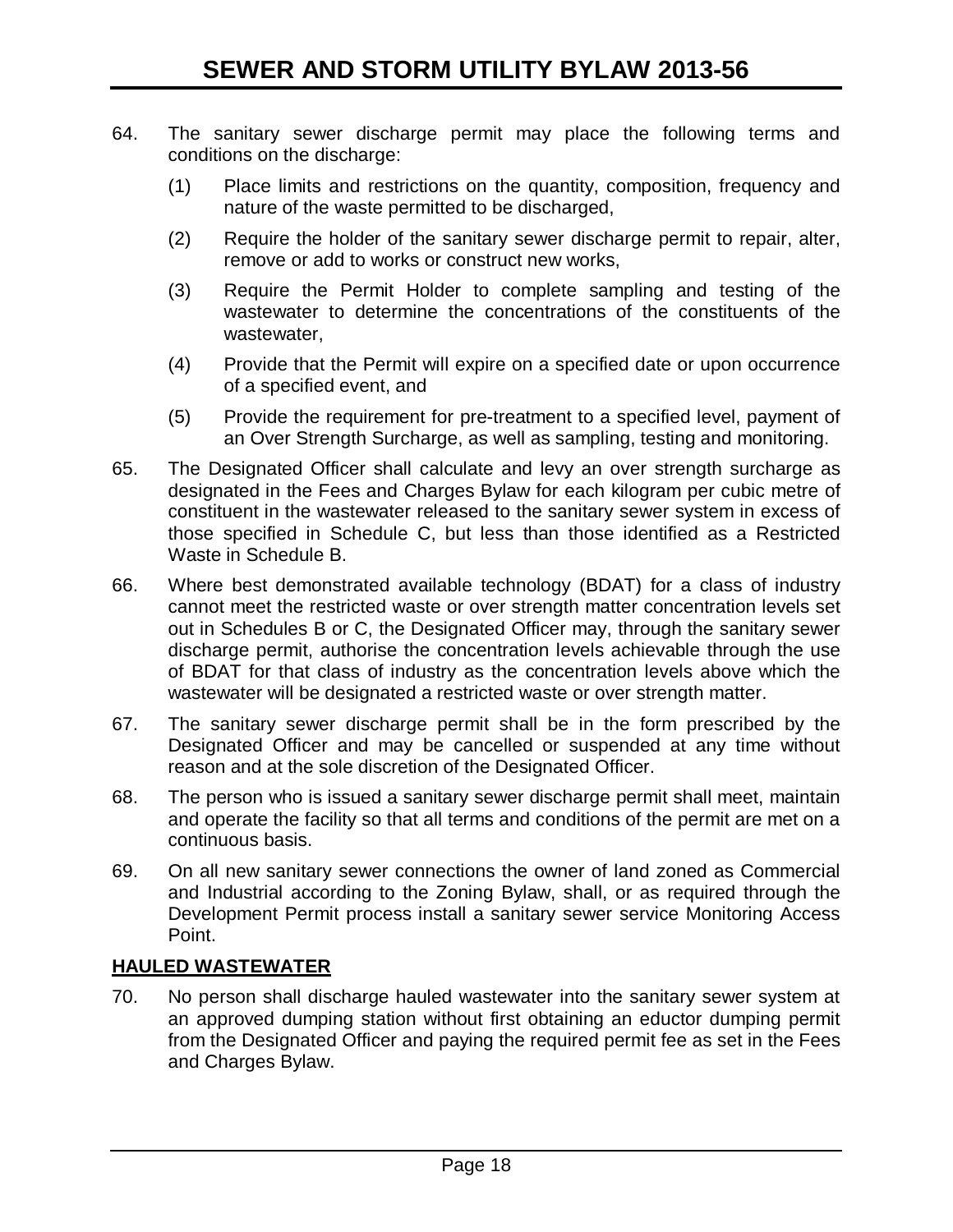64. The sanitary sewer discharge permit may place the following terms and conditions on the discharge:

    (1) Place limits and restrictions on the quantity, composition, frequency and nature of the waste permitted to be discharged,

    (2) Require the holder of the sanitary sewer discharge permit to repair, alter, remove or add to works or construct new works,

    (3) Require the Permit Holder to complete sampling and testing of the wastewater to determine the concentrations of the constituents of the wastewater,

    (4) Provide that the Permit will expire on a specified date or upon occurrence of a specified event, and

    (5) Provide the requirement for pre-treatment to a specified level, payment of an Over Strength Surcharge, as well as sampling, testing and monitoring.

65. The Designated Officer shall calculate and levy an over strength surcharge as designated in the Fees and Charges Bylaw for each kilogram per cubic metre of constituent in the wastewater released to the sanitary sewer system in excess of those specified in Schedule C, but less than those identified as a Restricted Waste in Schedule B.

66. Where best demonstrated available technology (BDAT) for a class of industry cannot meet the restricted waste or over strength matter concentration levels set out in Schedules B or C, the Designated Officer may, through the sanitary sewer discharge permit, authorise the concentration levels achievable through the use of BDAT for that class of industry as the concentration levels above which the wastewater will be designated a restricted waste or over strength matter.

67. The sanitary sewer discharge permit shall be in the form prescribed by the Designated Officer and may be cancelled or suspended at any time without reason and at the sole discretion of the Designated Officer.

68. The person who is issued a sanitary sewer discharge permit shall meet, maintain and operate the facility so that all terms and conditions of the permit are met on a continuous basis.

69. On all new sanitary sewer connections the owner of land zoned as Commercial and Industrial according to the Zoning Bylaw, shall, or as required through the Development Permit process install a sanitary sewer service Monitoring Access Point.

## HAULED WASTEWATER

70. No person shall discharge hauled wastewater into the sanitary sewer system at an approved dumping station without first obtaining an eductor dumping permit from the Designated Officer and paying the required permit fee as set in the Fees and Charges Bylaw.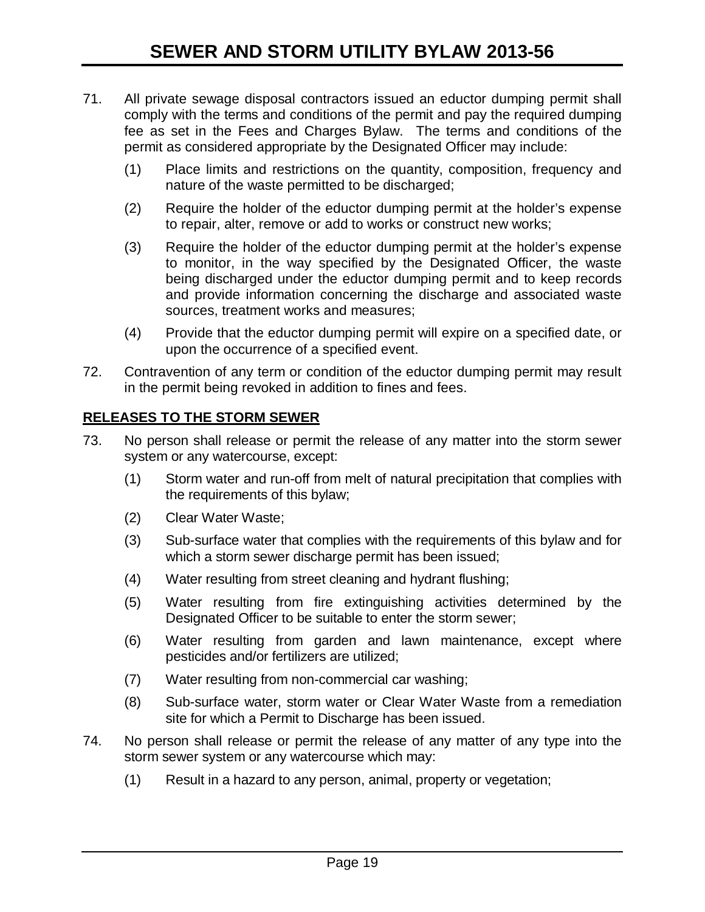71. All private sewage disposal contractors issued an eductor dumping permit shall comply with the terms and conditions of the permit and pay the required dumping fee as set in the Fees and Charges Bylaw. The terms and conditions of the permit as considered appropriate by the Designated Officer may include:

    (1) Place limits and restrictions on the quantity, composition, frequency and nature of the waste permitted to be discharged;

    (2) Require the holder of the eductor dumping permit at the holder's expense to repair, alter, remove or add to works or construct new works;

    (3) Require the holder of the eductor dumping permit at the holder's expense to monitor, in the way specified by the Designated Officer, the waste being discharged under the eductor dumping permit and to keep records and provide information concerning the discharge and associated waste sources, treatment works and measures;

    (4) Provide that the eductor dumping permit will expire on a specified date, or upon the occurrence of a specified event.

72. Contravention of any term or condition of the eductor dumping permit may result in the permit being revoked in addition to fines and fees.

## RELEASES TO THE STORM SEWER

73. No person shall release or permit the release of any matter into the storm sewer system or any watercourse, except:

    (1) Storm water and run-off from melt of natural precipitation that complies with the requirements of this bylaw;

    (2) Clear Water Waste;

    (3) Sub-surface water that complies with the requirements of this bylaw and for which a storm sewer discharge permit has been issued;

    (4) Water resulting from street cleaning and hydrant flushing;

    (5) Water resulting from fire extinguishing activities determined by the Designated Officer to be suitable to enter the storm sewer;

    (6) Water resulting from garden and lawn maintenance, except where pesticides and/or fertilizers are utilized;

    (7) Water resulting from non-commercial car washing;

    (8) Sub-surface water, storm water or Clear Water Waste from a remediation site for which a Permit to Discharge has been issued.

74. No person shall release or permit the release of any matter of any type into the storm sewer system or any watercourse which may:

    (1) Result in a hazard to any person, animal, property or vegetation;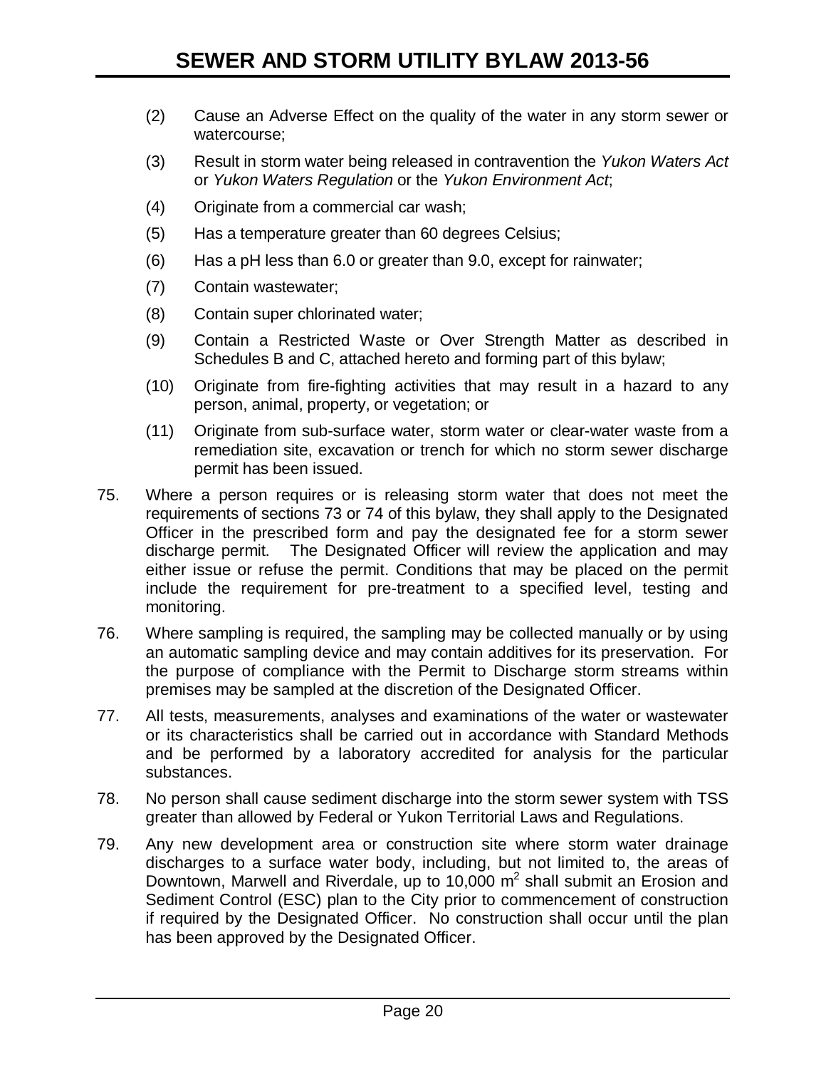(2) Cause an Adverse Effect on the quality of the water in any storm sewer or watercourse;

(3) Result in storm water being released in contravention the *Yukon Waters Act* or *Yukon Waters Regulation* or the *Yukon Environment Act*;

(4) Originate from a commercial car wash;

(5) Has a temperature greater than 60 degrees Celsius;

(6) Has a pH less than 6.0 or greater than 9.0, except for rainwater;

(7) Contain wastewater;

(8) Contain super chlorinated water;

(9) Contain a Restricted Waste or Over Strength Matter as described in Schedules B and C, attached hereto and forming part of this bylaw;

(10) Originate from fire-fighting activities that may result in a hazard to any person, animal, property, or vegetation; or

(11) Originate from sub-surface water, storm water or clear-water waste from a remediation site, excavation or trench for which no storm sewer discharge permit has been issued.

75. Where a person requires or is releasing storm water that does not meet the requirements of sections 73 or 74 of this bylaw, they shall apply to the Designated Officer in the prescribed form and pay the designated fee for a storm sewer discharge permit. The Designated Officer will review the application and may either issue or refuse the permit. Conditions that may be placed on the permit include the requirement for pre-treatment to a specified level, testing and monitoring.

76. Where sampling is required, the sampling may be collected manually or by using an automatic sampling device and may contain additives for its preservation. For the purpose of compliance with the Permit to Discharge storm streams within premises may be sampled at the discretion of the Designated Officer.

77. All tests, measurements, analyses and examinations of the water or wastewater or its characteristics shall be carried out in accordance with Standard Methods and be performed by a laboratory accredited for analysis for the particular substances.

78. No person shall cause sediment discharge into the storm sewer system with TSS greater than allowed by Federal or Yukon Territorial Laws and Regulations.

79. Any new development area or construction site where storm water drainage discharges to a surface water body, including, but not limited to, the areas of Downtown, Marwell and Riverdale, up to 10,000 $m^2$ shall submit an Erosion and Sediment Control (ESC) plan to the City prior to commencement of construction if required by the Designated Officer. No construction shall occur until the plan has been approved by the Designated Officer.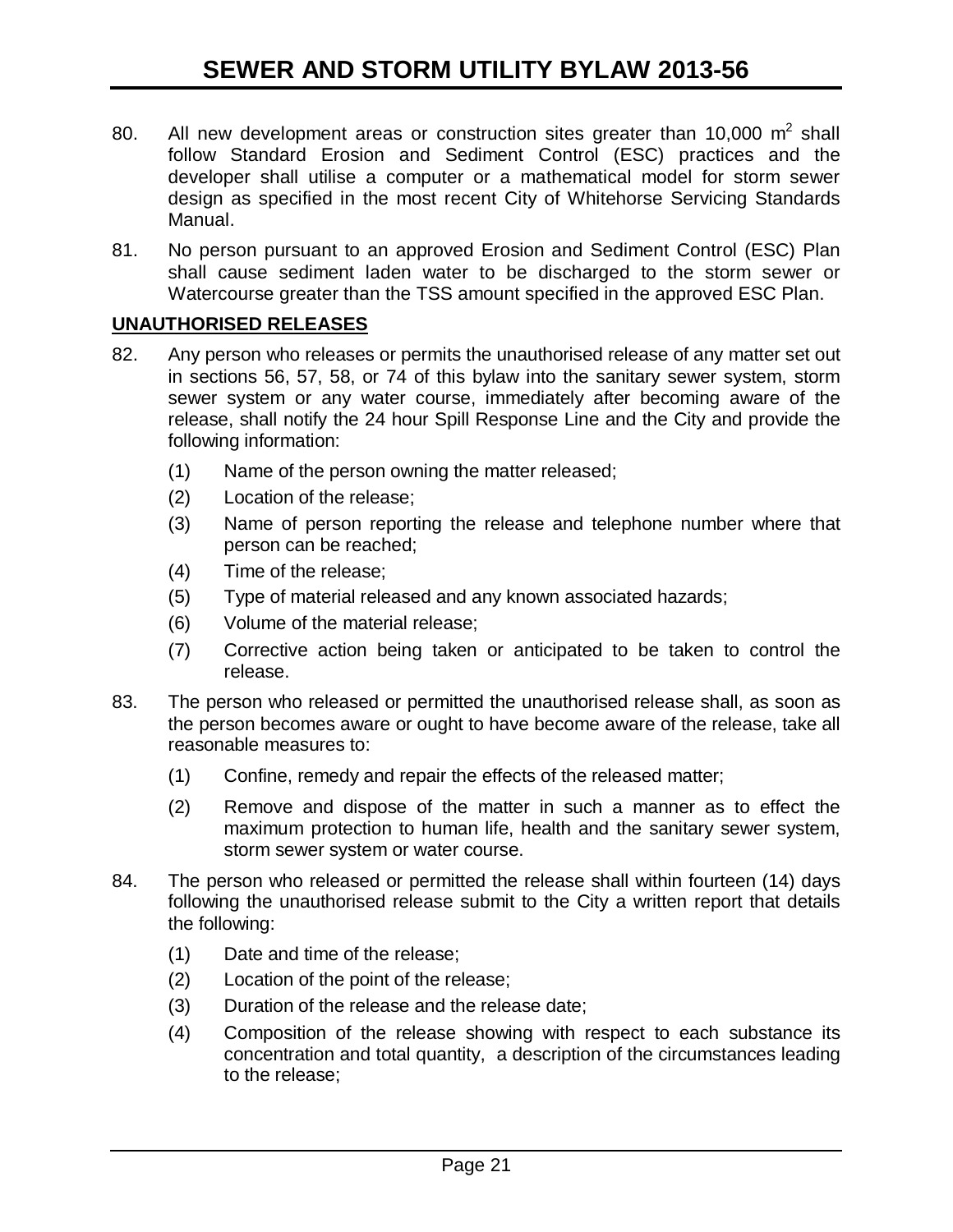80. All new development areas or construction sites greater than 10,000 $m^2$ shall follow Standard Erosion and Sediment Control (ESC) practices and the developer shall utilise a computer or a mathematical model for storm sewer design as specified in the most recent City of Whitehorse Servicing Standards Manual.

81. No person pursuant to an approved Erosion and Sediment Control (ESC) Plan shall cause sediment laden water to be discharged to the storm sewer or Watercourse greater than the TSS amount specified in the approved ESC Plan.

**UNAUTHORISED RELEASES**

82. Any person who releases or permits the unauthorised release of any matter set out in sections 56, 57, 58, or 74 of this bylaw into the sanitary sewer system, storm sewer system or any water course, immediately after becoming aware of the release, shall notify the 24 hour Spill Response Line and the City and provide the following information:

    (1) Name of the person owning the matter released;

    (2) Location of the release;

    (3) Name of person reporting the release and telephone number where that person can be reached;

    (4) Time of the release;

    (5) Type of material released and any known associated hazards;

    (6) Volume of the material release;

    (7) Corrective action being taken or anticipated to be taken to control the release.

83. The person who released or permitted the unauthorised release shall, as soon as the person becomes aware or ought to have become aware of the release, take all reasonable measures to:

    (1) Confine, remedy and repair the effects of the released matter;

    (2) Remove and dispose of the matter in such a manner as to effect the maximum protection to human life, health and the sanitary sewer system, storm sewer system or water course.

84. The person who released or permitted the release shall within fourteen (14) days following the unauthorised release submit to the City a written report that details the following:

    (1) Date and time of the release;

    (2) Location of the point of the release;

    (3) Duration of the release and the release date;

    (4) Composition of the release showing with respect to each substance its concentration and total quantity, a description of the circumstances leading to the release;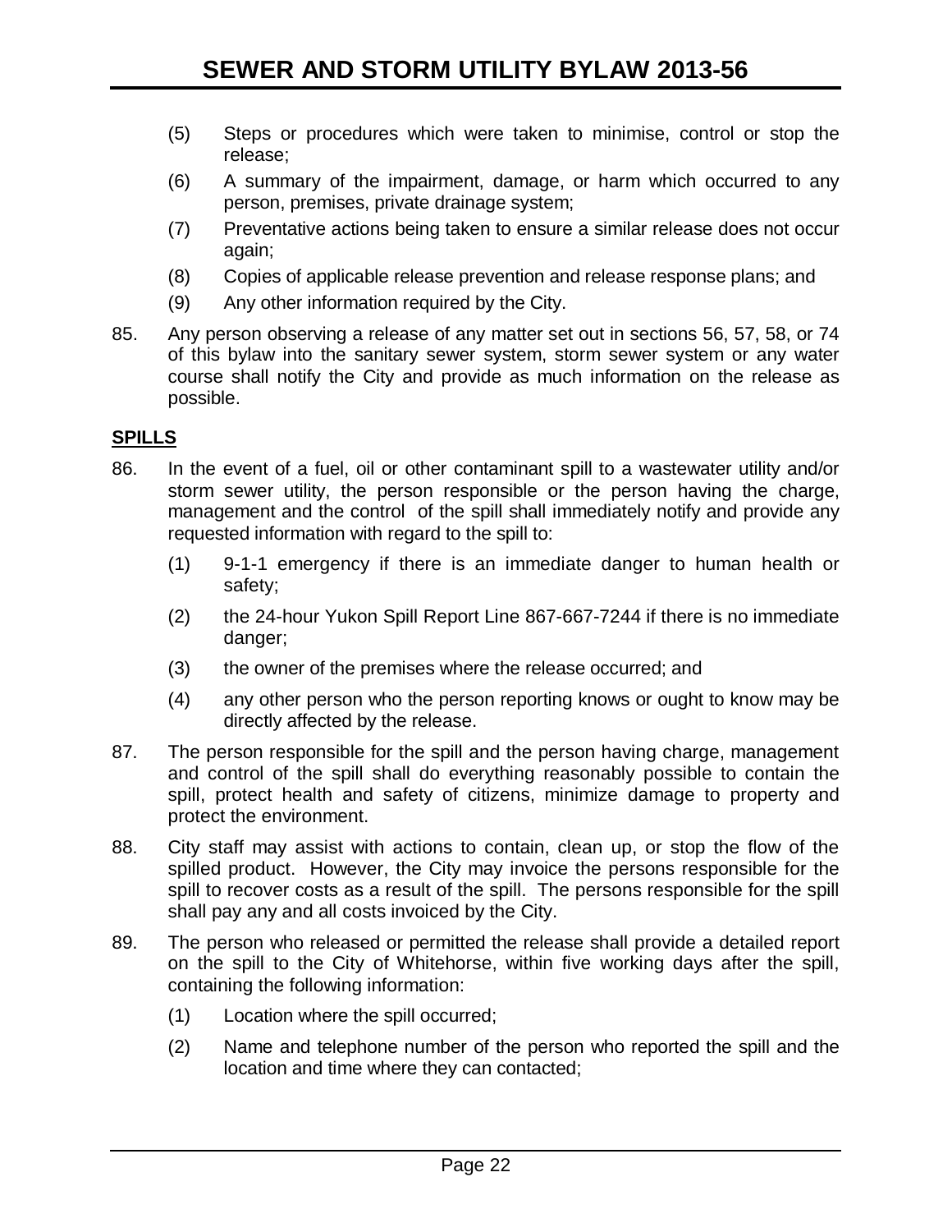(5) Steps or procedures which were taken to minimise, control or stop the release;

(6) A summary of the impairment, damage, or harm which occurred to any person, premises, private drainage system;

(7) Preventative actions being taken to ensure a similar release does not occur again;

(8) Copies of applicable release prevention and release response plans; and

(9) Any other information required by the City.

85. Any person observing a release of any matter set out in sections 56, 57, 58, or 74 of this bylaw into the sanitary sewer system, storm sewer system or any water course shall notify the City and provide as much information on the release as possible.

**SPILLS**

86. In the event of a fuel, oil or other contaminant spill to a wastewater utility and/or storm sewer utility, the person responsible or the person having the charge, management and the control of the spill shall immediately notify and provide any requested information with regard to the spill to:

(1) 9-1-1 emergency if there is an immediate danger to human health or safety;

(2) the 24-hour Yukon Spill Report Line 867-667-7244 if there is no immediate danger;

(3) the owner of the premises where the release occurred; and

(4) any other person who the person reporting knows or ought to know may be directly affected by the release.

87. The person responsible for the spill and the person having charge, management and control of the spill shall do everything reasonably possible to contain the spill, protect health and safety of citizens, minimize damage to property and protect the environment.

88. City staff may assist with actions to contain, clean up, or stop the flow of the spilled product. However, the City may invoice the persons responsible for the spill to recover costs as a result of the spill. The persons responsible for the spill shall pay any and all costs invoiced by the City.

89. The person who released or permitted the release shall provide a detailed report on the spill to the City of Whitehorse, within five working days after the spill, containing the following information:

(1) Location where the spill occurred;

(2) Name and telephone number of the person who reported the spill and the location and time where they can contacted;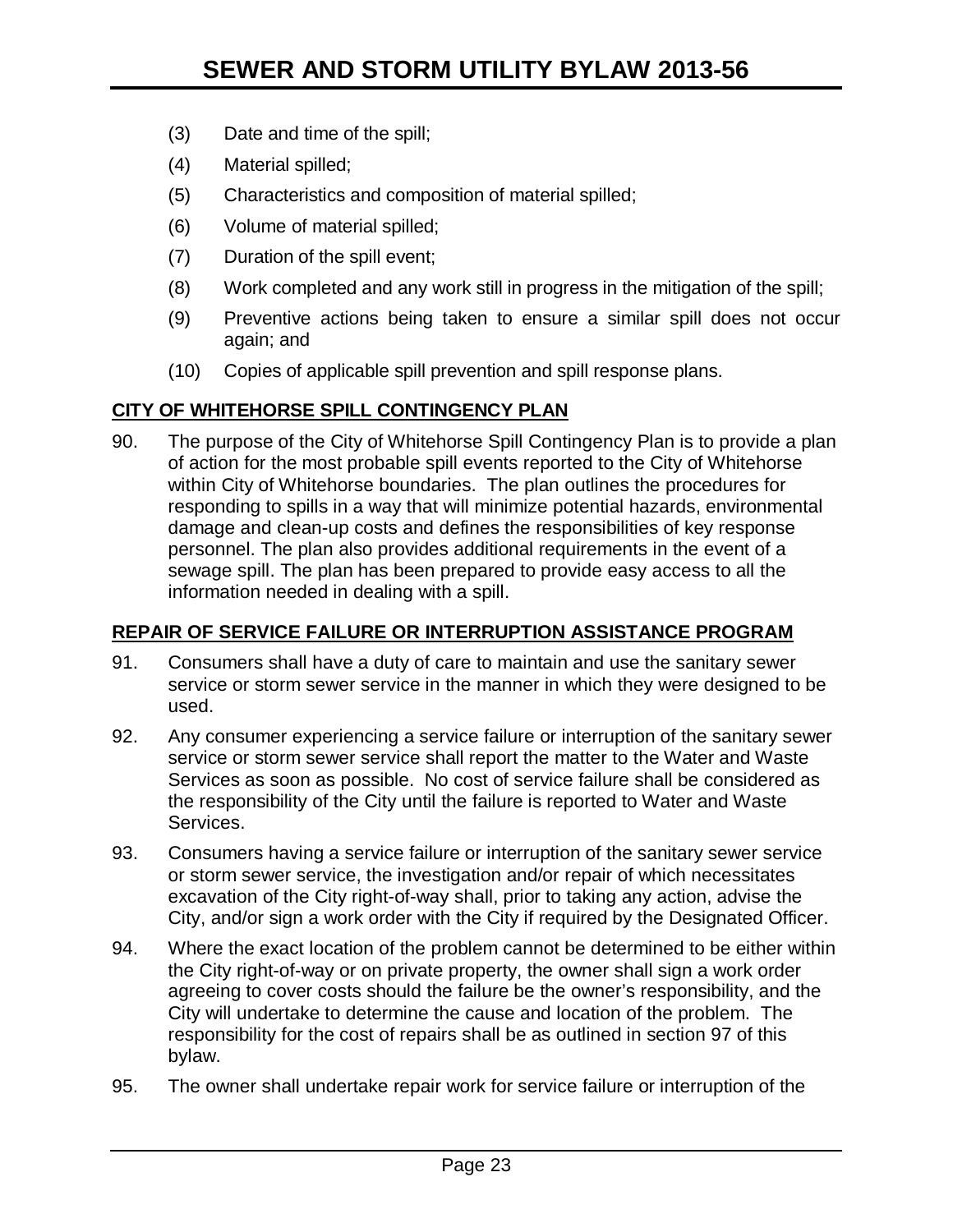(3) Date and time of the spill;

(4) Material spilled;

(5) Characteristics and composition of material spilled;

(6) Volume of material spilled;

(7) Duration of the spill event;

(8) Work completed and any work still in progress in the mitigation of the spill;

(9) Preventive actions being taken to ensure a similar spill does not occur again; and

(10) Copies of applicable spill prevention and spill response plans.

**CITY OF WHITEHORSE SPILL CONTINGENCY PLAN**

90. The purpose of the City of Whitehorse Spill Contingency Plan is to provide a plan of action for the most probable spill events reported to the City of Whitehorse within City of Whitehorse boundaries. The plan outlines the procedures for responding to spills in a way that will minimize potential hazards, environmental damage and clean-up costs and defines the responsibilities of key response personnel. The plan also provides additional requirements in the event of a sewage spill. The plan has been prepared to provide easy access to all the information needed in dealing with a spill.

**REPAIR OF SERVICE FAILURE OR INTERRUPTION ASSISTANCE PROGRAM**

91. Consumers shall have a duty of care to maintain and use the sanitary sewer service or storm sewer service in the manner in which they were designed to be used.

92. Any consumer experiencing a service failure or interruption of the sanitary sewer service or storm sewer service shall report the matter to the Water and Waste Services as soon as possible. No cost of service failure shall be considered as the responsibility of the City until the failure is reported to Water and Waste Services.

93. Consumers having a service failure or interruption of the sanitary sewer service or storm sewer service, the investigation and/or repair of which necessitates excavation of the City right-of-way shall, prior to taking any action, advise the City, and/or sign a work order with the City if required by the Designated Officer.

94. Where the exact location of the problem cannot be determined to be either within the City right-of-way or on private property, the owner shall sign a work order agreeing to cover costs should the failure be the owner's responsibility, and the City will undertake to determine the cause and location of the problem. The responsibility for the cost of repairs shall be as outlined in section 97 of this bylaw.

95. The owner shall undertake repair work for service failure or interruption of the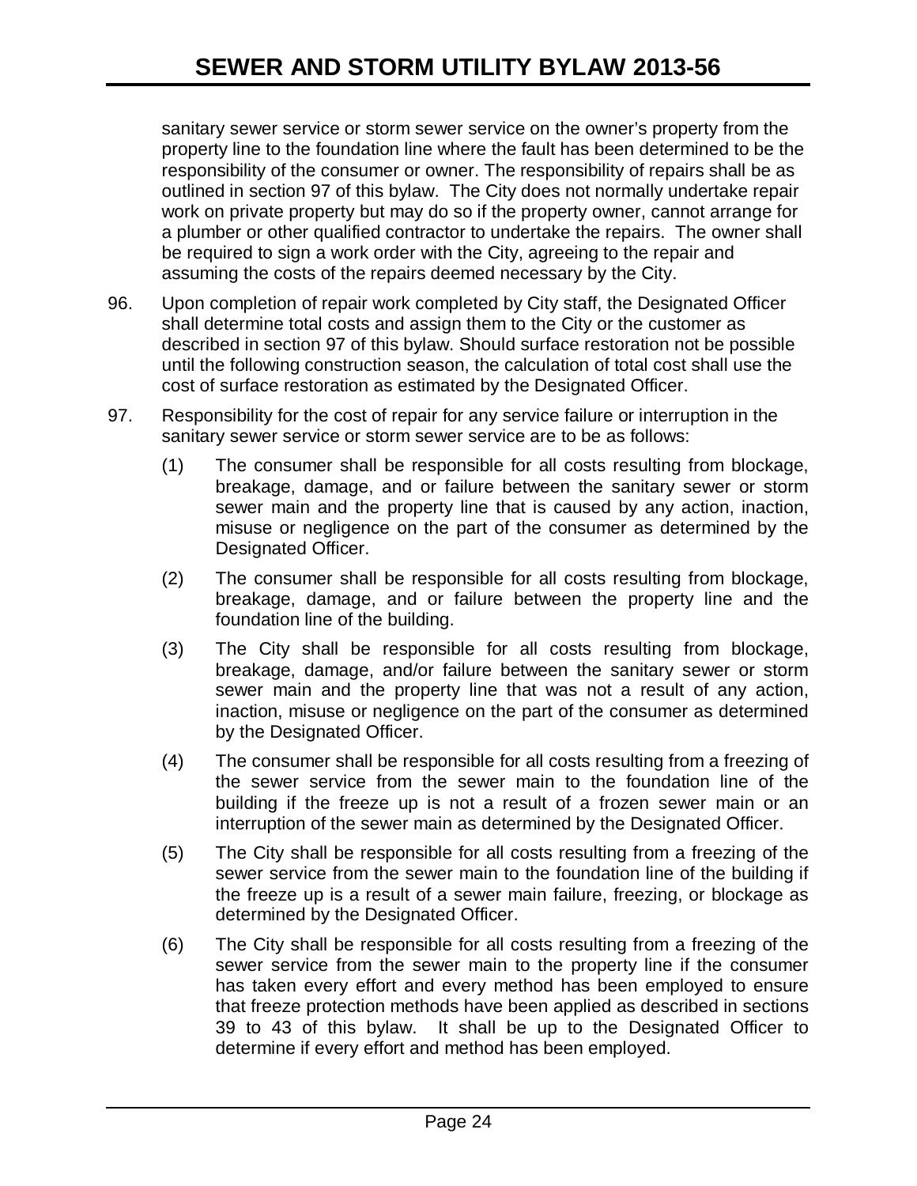sanitary sewer service or storm sewer service on the owner's property from the property line to the foundation line where the fault has been determined to be the responsibility of the consumer or owner. The responsibility of repairs shall be as outlined in section 97 of this bylaw. The City does not normally undertake repair work on private property but may do so if the property owner, cannot arrange for a plumber or other qualified contractor to undertake the repairs. The owner shall be required to sign a work order with the City, agreeing to the repair and assuming the costs of the repairs deemed necessary by the City.

96. Upon completion of repair work completed by City staff, the Designated Officer shall determine total costs and assign them to the City or the customer as described in section 97 of this bylaw. Should surface restoration not be possible until the following construction season, the calculation of total cost shall use the cost of surface restoration as estimated by the Designated Officer.

97. Responsibility for the cost of repair for any service failure or interruption in the sanitary sewer service or storm sewer service are to be as follows:

    (1) The consumer shall be responsible for all costs resulting from blockage, breakage, damage, and or failure between the sanitary sewer or storm sewer main and the property line that is caused by any action, inaction, misuse or negligence on the part of the consumer as determined by the Designated Officer.

    (2) The consumer shall be responsible for all costs resulting from blockage, breakage, damage, and or failure between the property line and the foundation line of the building.

    (3) The City shall be responsible for all costs resulting from blockage, breakage, damage, and/or failure between the sanitary sewer or storm sewer main and the property line that was not a result of any action, inaction, misuse or negligence on the part of the consumer as determined by the Designated Officer.

    (4) The consumer shall be responsible for all costs resulting from a freezing of the sewer service from the sewer main to the foundation line of the building if the freeze up is not a result of a frozen sewer main or an interruption of the sewer main as determined by the Designated Officer.

    (5) The City shall be responsible for all costs resulting from a freezing of the sewer service from the sewer main to the foundation line of the building if the freeze up is a result of a sewer main failure, freezing, or blockage as determined by the Designated Officer.

    (6) The City shall be responsible for all costs resulting from a freezing of the sewer service from the sewer main to the property line if the consumer has taken every effort and every method has been employed to ensure that freeze protection methods have been applied as described in sections 39 to 43 of this bylaw. It shall be up to the Designated Officer to determine if every effort and method has been employed.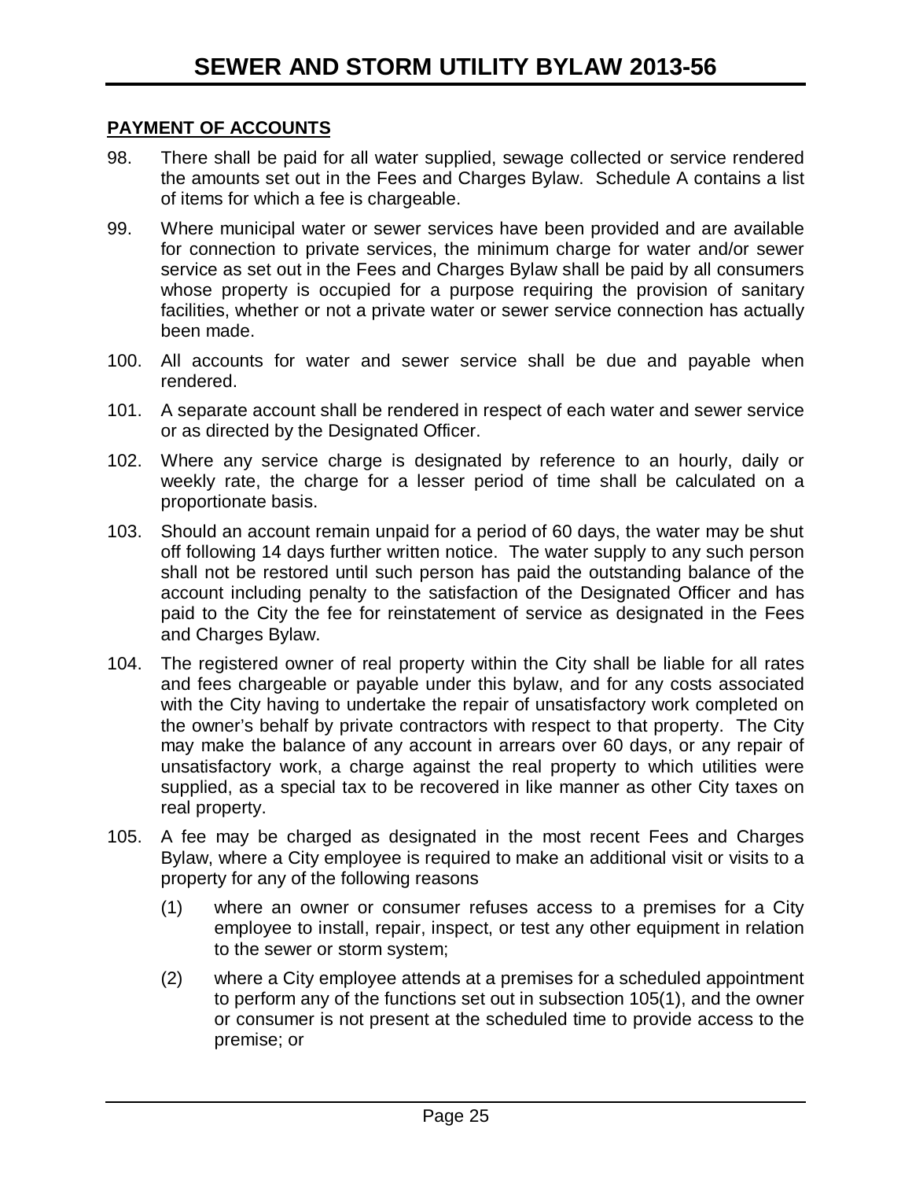## PAYMENT OF ACCOUNTS

98. There shall be paid for all water supplied, sewage collected or service rendered the amounts set out in the Fees and Charges Bylaw. Schedule A contains a list of items for which a fee is chargeable.

99. Where municipal water or sewer services have been provided and are available for connection to private services, the minimum charge for water and/or sewer service as set out in the Fees and Charges Bylaw shall be paid by all consumers whose property is occupied for a purpose requiring the provision of sanitary facilities, whether or not a private water or sewer service connection has actually been made.

100. All accounts for water and sewer service shall be due and payable when rendered.

101. A separate account shall be rendered in respect of each water and sewer service or as directed by the Designated Officer.

102. Where any service charge is designated by reference to an hourly, daily or weekly rate, the charge for a lesser period of time shall be calculated on a proportionate basis.

103. Should an account remain unpaid for a period of 60 days, the water may be shut off following 14 days further written notice. The water supply to any such person shall not be restored until such person has paid the outstanding balance of the account including penalty to the satisfaction of the Designated Officer and has paid to the City the fee for reinstatement of service as designated in the Fees and Charges Bylaw.

104. The registered owner of real property within the City shall be liable for all rates and fees chargeable or payable under this bylaw, and for any costs associated with the City having to undertake the repair of unsatisfactory work completed on the owner's behalf by private contractors with respect to that property. The City may make the balance of any account in arrears over 60 days, or any repair of unsatisfactory work, a charge against the real property to which utilities were supplied, as a special tax to be recovered in like manner as other City taxes on real property.

105. A fee may be charged as designated in the most recent Fees and Charges Bylaw, where a City employee is required to make an additional visit or visits to a property for any of the following reasons

    (1) where an owner or consumer refuses access to a premises for a City employee to install, repair, inspect, or test any other equipment in relation to the sewer or storm system;

    (2) where a City employee attends at a premises for a scheduled appointment to perform any of the functions set out in subsection 105(1), and the owner or consumer is not present at the scheduled time to provide access to the premise; or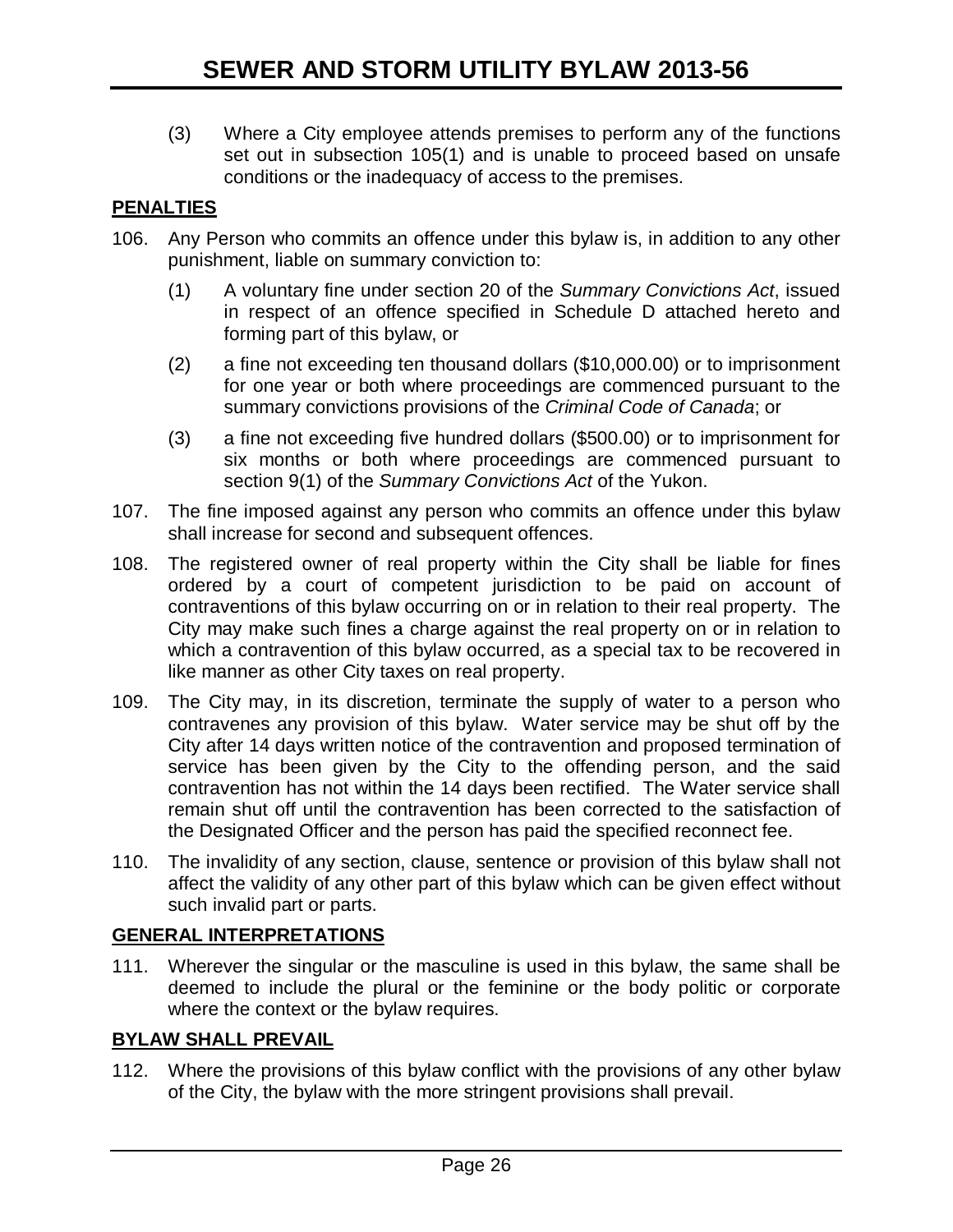(3) Where a City employee attends premises to perform any of the functions set out in subsection 105(1) and is unable to proceed based on unsafe conditions or the inadequacy of access to the premises.

## PENALTIES

106. Any Person who commits an offence under this bylaw is, in addition to any other punishment, liable on summary conviction to:

   (1) A voluntary fine under section 20 of the *Summary Convictions Act*, issued in respect of an offence specified in Schedule D attached hereto and forming part of this bylaw, or

   (2) a fine not exceeding ten thousand dollars ($10,000.00) or to imprisonment for one year or both where proceedings are commenced pursuant to the summary convictions provisions of the *Criminal Code of Canada*; or

   (3) a fine not exceeding five hundred dollars ($500.00) or to imprisonment for six months or both where proceedings are commenced pursuant to section 9(1) of the *Summary Convictions Act* of the Yukon.

107. The fine imposed against any person who commits an offence under this bylaw shall increase for second and subsequent offences.

108. The registered owner of real property within the City shall be liable for fines ordered by a court of competent jurisdiction to be paid on account of contraventions of this bylaw occurring on or in relation to their real property. The City may make such fines a charge against the real property on or in relation to which a contravention of this bylaw occurred, as a special tax to be recovered in like manner as other City taxes on real property.

109. The City may, in its discretion, terminate the supply of water to a person who contravenes any provision of this bylaw. Water service may be shut off by the City after 14 days written notice of the contravention and proposed termination of service has been given by the City to the offending person, and the said contravention has not within the 14 days been rectified. The Water service shall remain shut off until the contravention has been corrected to the satisfaction of the Designated Officer and the person has paid the specified reconnect fee.

110. The invalidity of any section, clause, sentence or provision of this bylaw shall not affect the validity of any other part of this bylaw which can be given effect without such invalid part or parts.

## GENERAL INTERPRETATIONS

111. Wherever the singular or the masculine is used in this bylaw, the same shall be deemed to include the plural or the feminine or the body politic or corporate where the context or the bylaw requires.

## BYLAW SHALL PREVAIL

112. Where the provisions of this bylaw conflict with the provisions of any other bylaw of the City, the bylaw with the more stringent provisions shall prevail.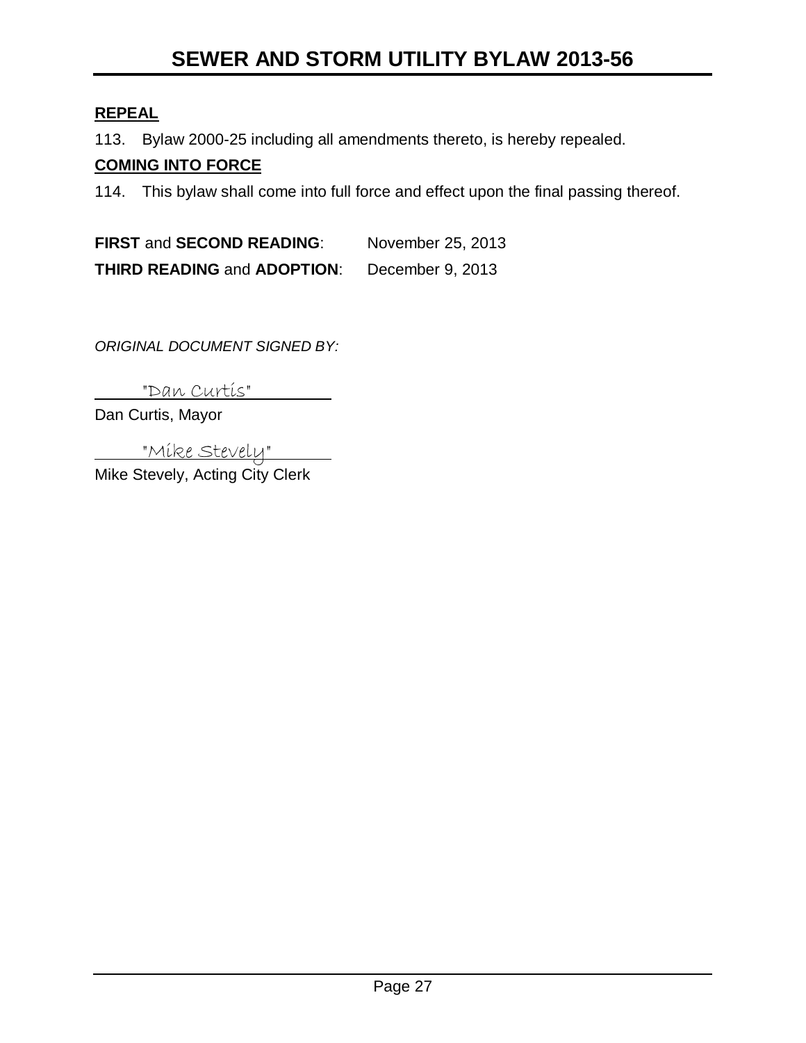**REPEAL**

113. Bylaw 2000-25 including all amendments thereto, is hereby repealed.

**COMING INTO FORCE**

114. This bylaw shall come into full force and effect upon the final passing thereof.

**FIRST** and **SECOND READING**: November 25, 2013

**THIRD READING** and **ADOPTION**: December 9, 2013

*ORIGINAL DOCUMENT SIGNED BY:*

"Dan Curtis"

Dan Curtis, Mayor

"Mike Stevely"

Mike Stevely, Acting City Clerk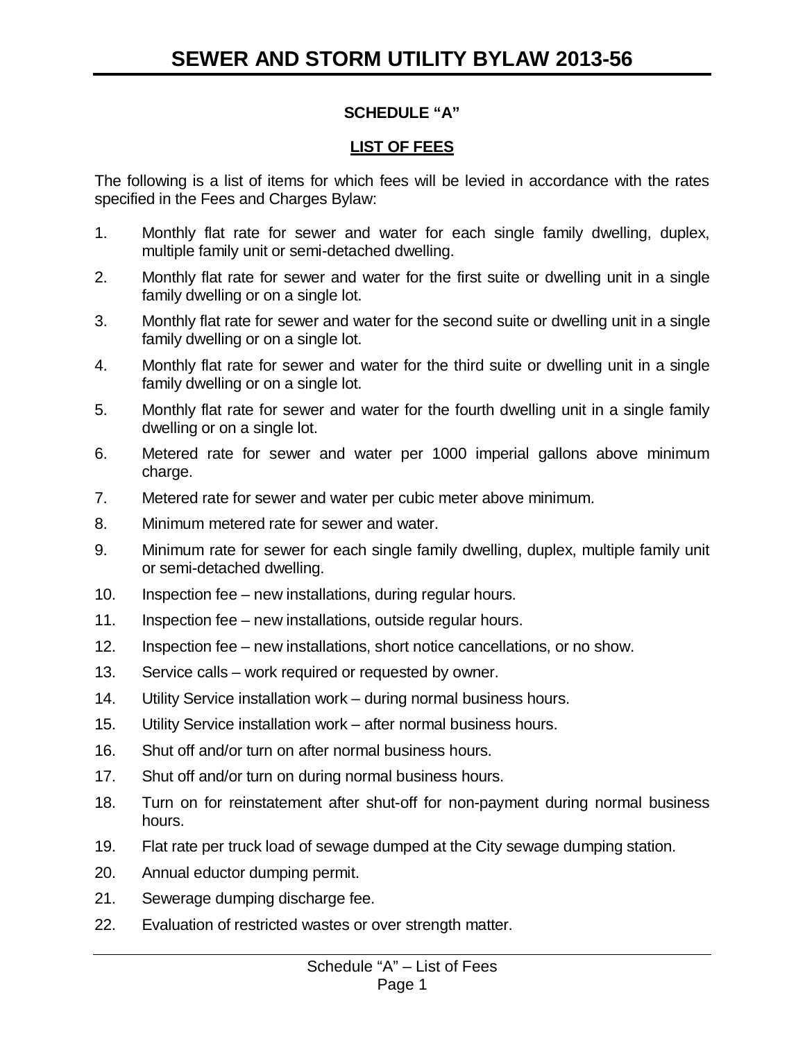## SCHEDULE "A"

## LIST OF FEES

The following is a list of items for which fees will be levied in accordance with the rates specified in the Fees and Charges Bylaw:

1. Monthly flat rate for sewer and water for each single family dwelling, duplex, multiple family unit or semi-detached dwelling.
2. Monthly flat rate for sewer and water for the first suite or dwelling unit in a single family dwelling or on a single lot.
3. Monthly flat rate for sewer and water for the second suite or dwelling unit in a single family dwelling or on a single lot.
4. Monthly flat rate for sewer and water for the third suite or dwelling unit in a single family dwelling or on a single lot.
5. Monthly flat rate for sewer and water for the fourth dwelling unit in a single family dwelling or on a single lot.
6. Metered rate for sewer and water per 1000 imperial gallons above minimum charge.
7. Metered rate for sewer and water per cubic meter above minimum.
8. Minimum metered rate for sewer and water.
9. Minimum rate for sewer for each single family dwelling, duplex, multiple family unit or semi-detached dwelling.
10. Inspection fee – new installations, during regular hours.
11. Inspection fee – new installations, outside regular hours.
12. Inspection fee – new installations, short notice cancellations, or no show.
13. Service calls – work required or requested by owner.
14. Utility Service installation work – during normal business hours.
15. Utility Service installation work – after normal business hours.
16. Shut off and/or turn on after normal business hours.
17. Shut off and/or turn on during normal business hours.
18. Turn on for reinstatement after shut-off for non-payment during normal business hours.
19. Flat rate per truck load of sewage dumped at the City sewage dumping station.
20. Annual eductor dumping permit.
21. Sewerage dumping discharge fee.
22. Evaluation of restricted wastes or over strength matter.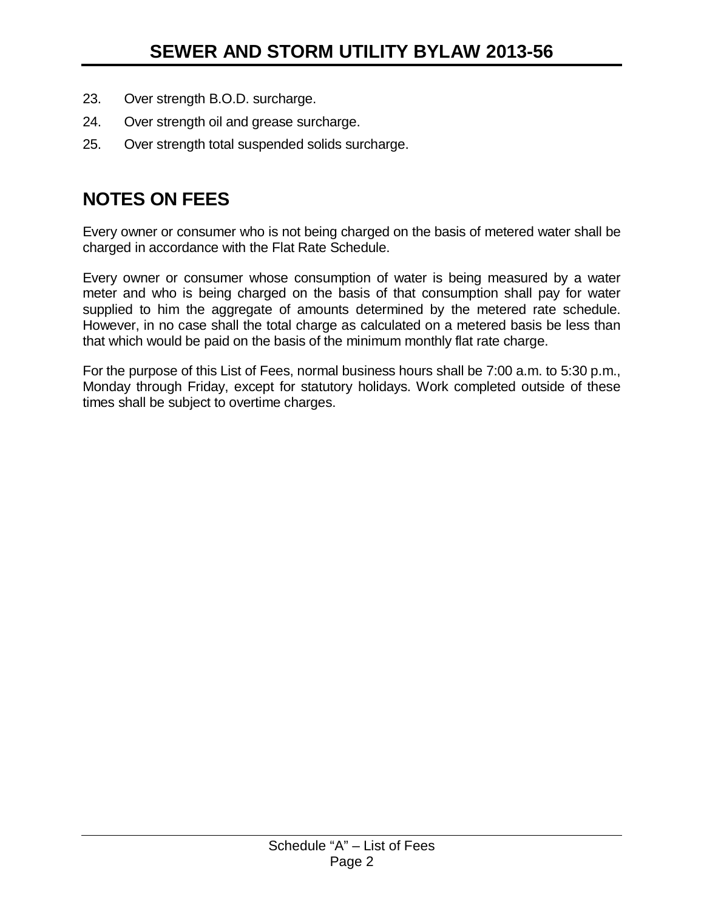23. Over strength B.O.D. surcharge.
24. Over strength oil and grease surcharge.
25. Over strength total suspended solids surcharge.

## NOTES ON FEES

Every owner or consumer who is not being charged on the basis of metered water shall be charged in accordance with the Flat Rate Schedule.

Every owner or consumer whose consumption of water is being measured by a water meter and who is being charged on the basis of that consumption shall pay for water supplied to him the aggregate of amounts determined by the metered rate schedule. However, in no case shall the total charge as calculated on a metered basis be less than that which would be paid on the basis of the minimum monthly flat rate charge.

For the purpose of this List of Fees, normal business hours shall be 7:00 a.m. to 5:30 p.m., Monday through Friday, except for statutory holidays. Work completed outside of these times shall be subject to overtime charges.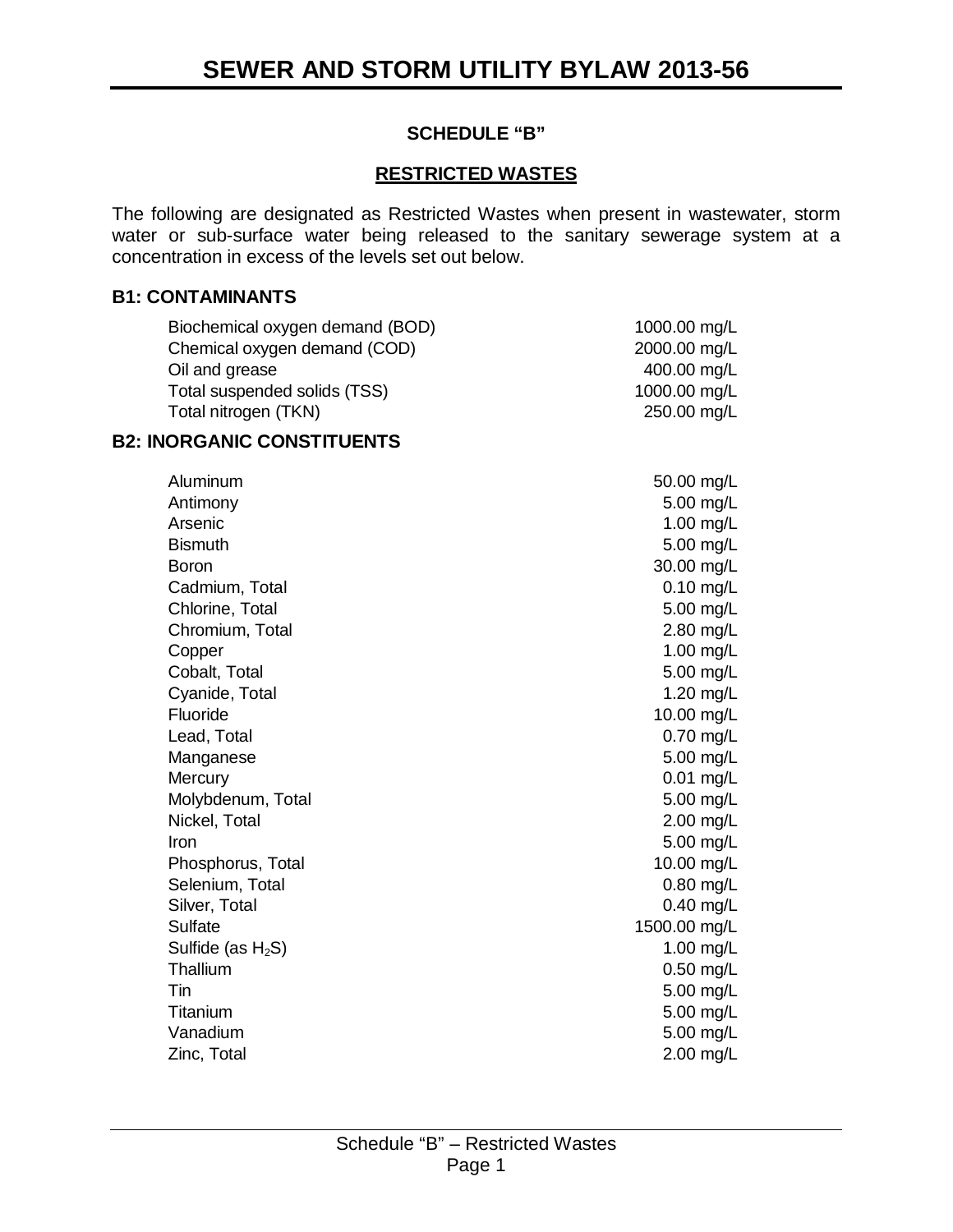## SCHEDULE "B"

## RESTRICTED WASTES

The following are designated as Restricted Wastes when present in wastewater, storm water or sub-surface water being released to the sanitary sewerage system at a concentration in excess of the levels set out below.

### B1: CONTAMINANTS

| | |
|---|---|
| Biochemical oxygen demand (BOD) | 1000.00 mg/L |
| Chemical oxygen demand (COD) | 2000.00 mg/L |
| Oil and grease | 400.00 mg/L |
| Total suspended solids (TSS) | 1000.00 mg/L |
| Total nitrogen (TKN) | 250.00 mg/L |

### B2: INORGANIC CONSTITUENTS

| | |
|---|---|
| Aluminum | 50.00 mg/L |
| Antimony | 5.00 mg/L |
| Arsenic | 1.00 mg/L |
| Bismuth | 5.00 mg/L |
| Boron | 30.00 mg/L |
| Cadmium, Total | 0.10 mg/L |
| Chlorine, Total | 5.00 mg/L |
| Chromium, Total | 2.80 mg/L |
| Copper | 1.00 mg/L |
| Cobalt, Total | 5.00 mg/L |
| Cyanide, Total | 1.20 mg/L |
| Fluoride | 10.00 mg/L |
| Lead, Total | 0.70 mg/L |
| Manganese | 5.00 mg/L |
| Mercury | 0.01 mg/L |
| Molybdenum, Total | 5.00 mg/L |
| Nickel, Total | 2.00 mg/L |
| Iron | 5.00 mg/L |
| Phosphorus, Total | 10.00 mg/L |
| Selenium, Total | 0.80 mg/L |
| Silver, Total | 0.40 mg/L |
| Sulfate | 1500.00 mg/L |
| Sulfide (as $H_2S$) | 1.00 mg/L |
| Thallium | 0.50 mg/L |
| Tin | 5.00 mg/L |
| Titanium | 5.00 mg/L |
| Vanadium | 5.00 mg/L |
| Zinc, Total | 2.00 mg/L |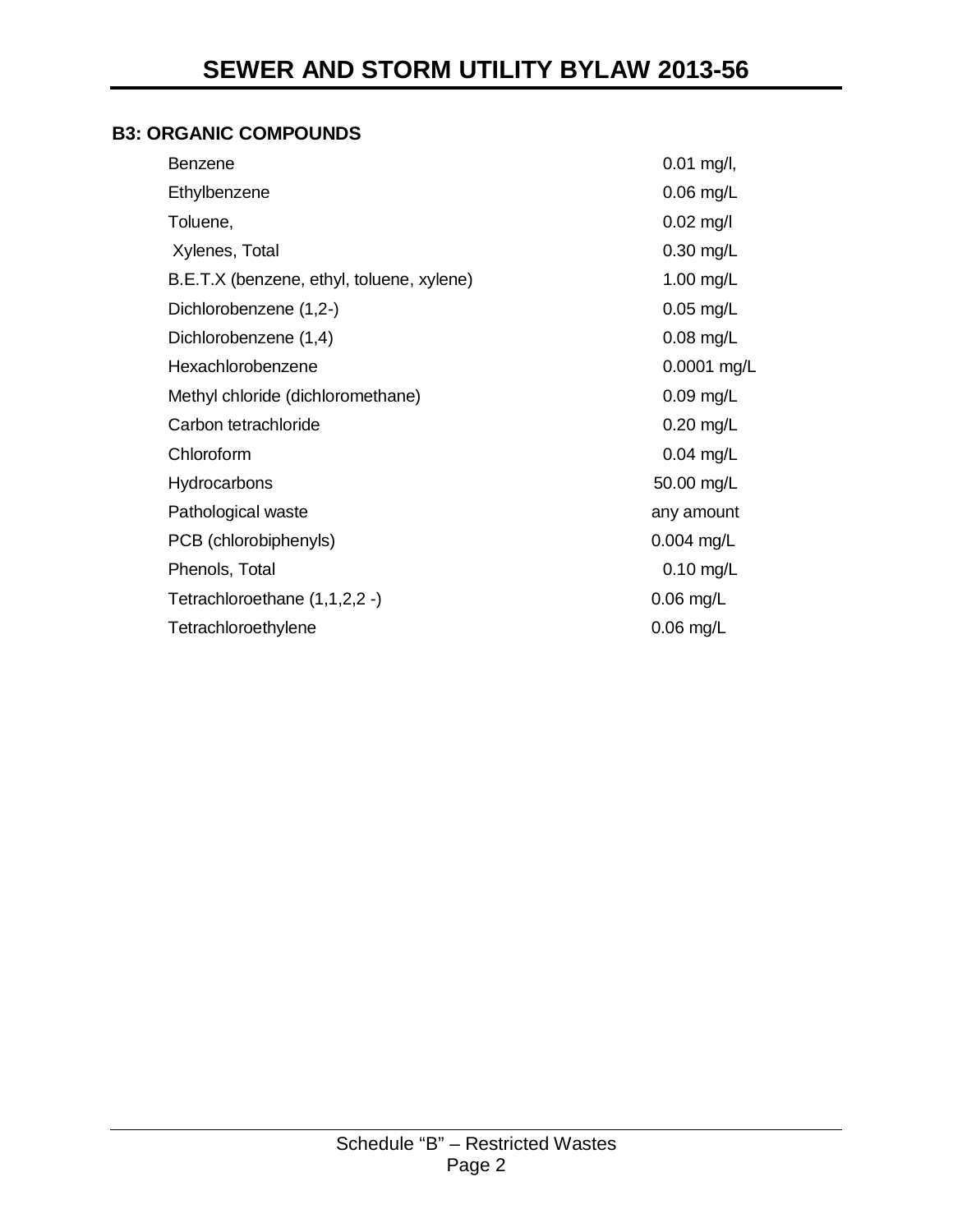### B3: ORGANIC COMPOUNDS

| | |
|---|---|
| Benzene | 0.01 mg/l, |
| Ethylbenzene | 0.06 mg/L |
| Toluene, | 0.02 mg/l |
| Xylenes, Total | 0.30 mg/L |
| B.E.T.X (benzene, ethyl, toluene, xylene) | 1.00 mg/L |
| Dichlorobenzene (1,2-) | 0.05 mg/L |
| Dichlorobenzene (1,4) | 0.08 mg/L |
| Hexachlorobenzene | 0.0001 mg/L |
| Methyl chloride (dichloromethane) | 0.09 mg/L |
| Carbon tetrachloride | 0.20 mg/L |
| Chloroform | 0.04 mg/L |
| Hydrocarbons | 50.00 mg/L |
| Pathological waste | any amount |
| PCB (chlorobiphenyls) | 0.004 mg/L |
| Phenols, Total | 0.10 mg/L |
| Tetrachloroethane (1,1,2,2 -) | 0.06 mg/L |
| Tetrachloroethylene | 0.06 mg/L |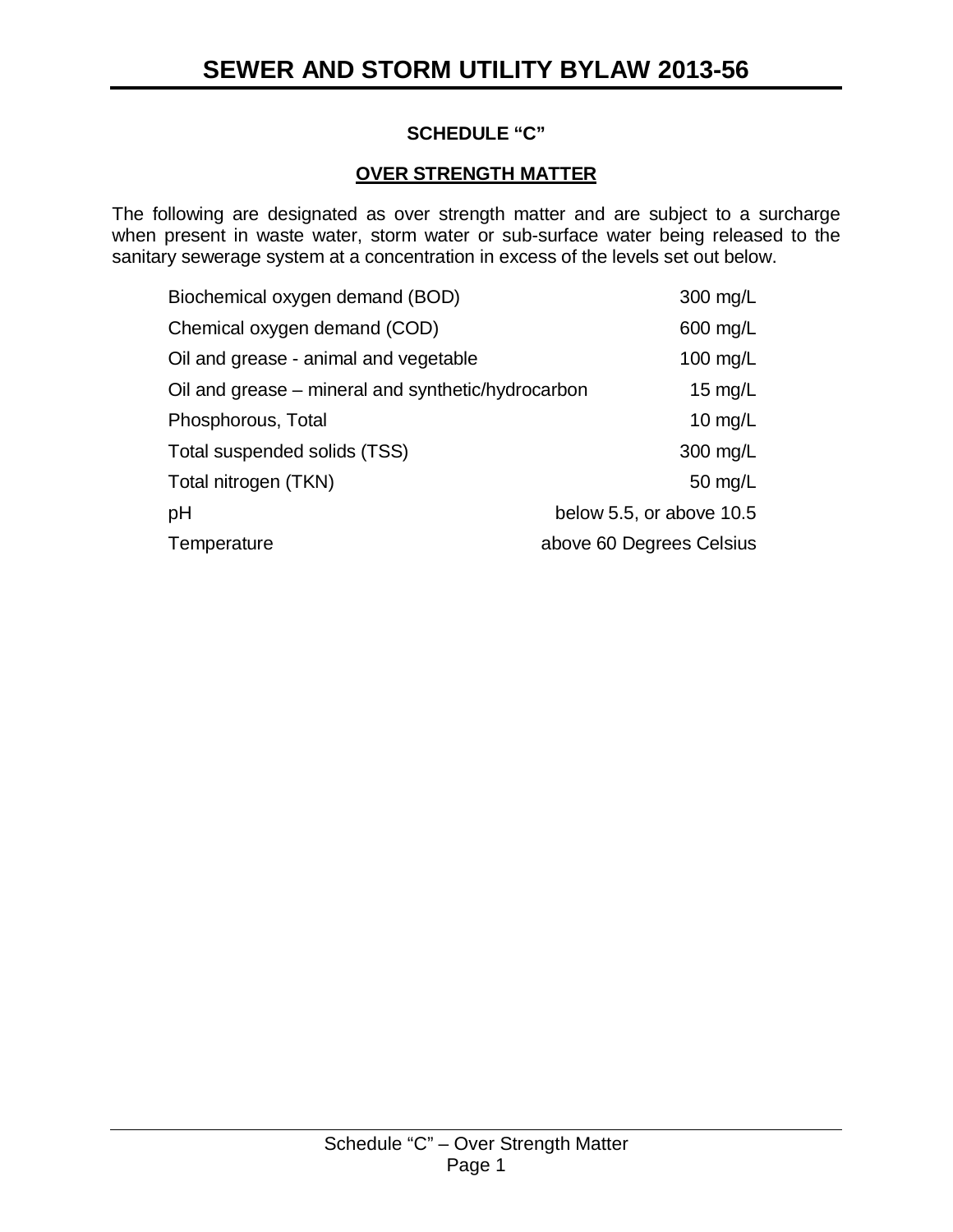## SCHEDULE "C"

### OVER STRENGTH MATTER

The following are designated as over strength matter and are subject to a surcharge when present in waste water, storm water or sub-surface water being released to the sanitary sewerage system at a concentration in excess of the levels set out below.

| | |
|---|---|
| Biochemical oxygen demand (BOD) | 300 mg/L |
| Chemical oxygen demand (COD) | 600 mg/L |
| Oil and grease - animal and vegetable | 100 mg/L |
| Oil and grease – mineral and synthetic/hydrocarbon | 15 mg/L |
| Phosphorous, Total | 10 mg/L |
| Total suspended solids (TSS) | 300 mg/L |
| Total nitrogen (TKN) | 50 mg/L |
| pH | below 5.5, or above 10.5 |
| Temperature | above 60 Degrees Celsius |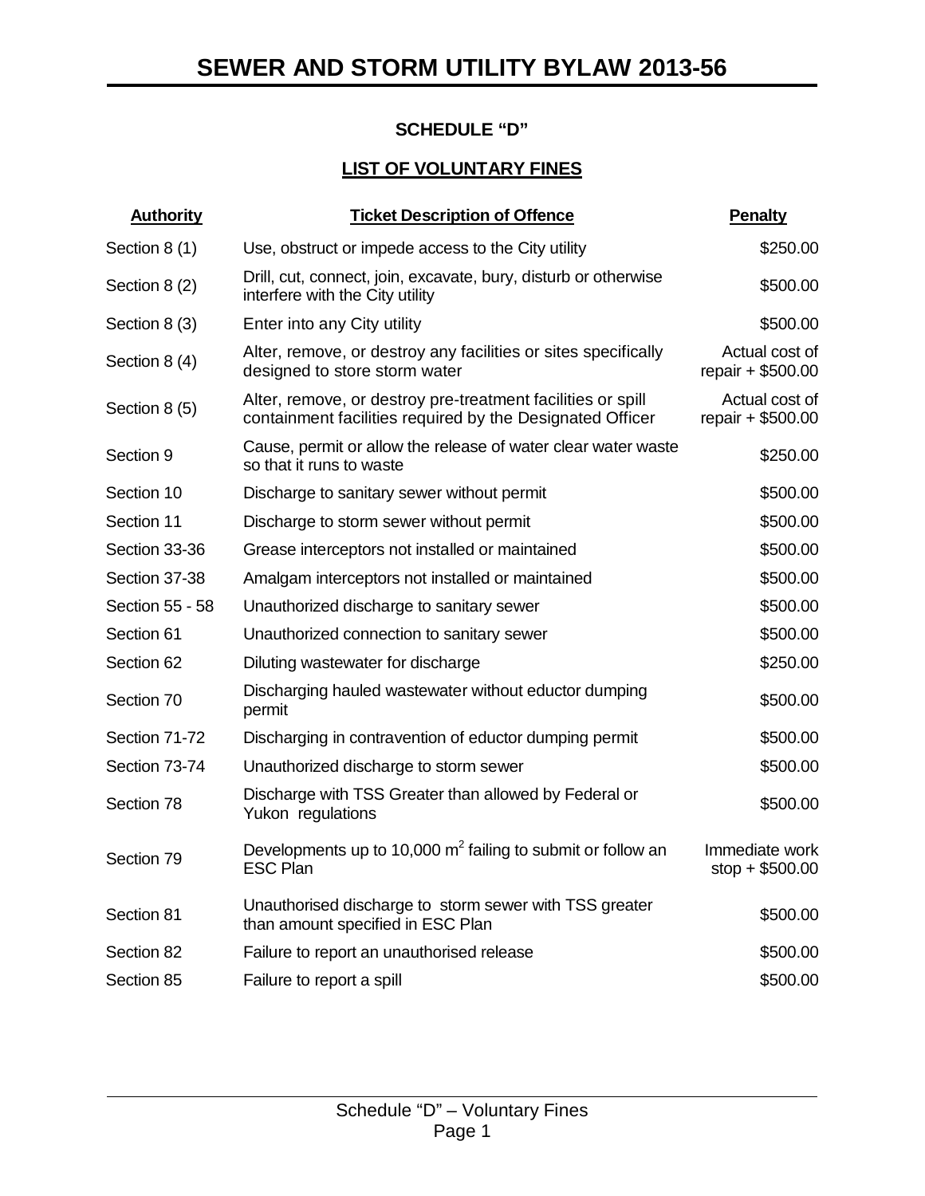# SEWER AND STORM UTILITY BYLAW 2013-56

## SCHEDULE "D"

## LIST OF VOLUNTARY FINES

| Authority | Ticket Description of Offence | Penalty |
|---|---|---|
| Section 8 (1) | Use, obstruct or impede access to the City utility | $250.00 |
| Section 8 (2) | Drill, cut, connect, join, excavate, bury, disturb or otherwise interfere with the City utility | $500.00 |
| Section 8 (3) | Enter into any City utility | $500.00 |
| Section 8 (4) | Alter, remove, or destroy any facilities or sites specifically designed to store storm water | Actual cost of repair + $500.00 |
| Section 8 (5) | Alter, remove, or destroy pre-treatment facilities or spill containment facilities required by the Designated Officer | Actual cost of repair + $500.00 |
| Section 9 | Cause, permit or allow the release of water clear water waste so that it runs to waste | $250.00 |
| Section 10 | Discharge to sanitary sewer without permit | $500.00 |
| Section 11 | Discharge to storm sewer without permit | $500.00 |
| Section 33-36 | Grease interceptors not installed or maintained | $500.00 |
| Section 37-38 | Amalgam interceptors not installed or maintained | $500.00 |
| Section 55 - 58 | Unauthorized discharge to sanitary sewer | $500.00 |
| Section 61 | Unauthorized connection to sanitary sewer | $500.00 |
| Section 62 | Diluting wastewater for discharge | $250.00 |
| Section 70 | Discharging hauled wastewater without eductor dumping permit | $500.00 |
| Section 71-72 | Discharging in contravention of eductor dumping permit | $500.00 |
| Section 73-74 | Unauthorized discharge to storm sewer | $500.00 |
| Section 78 | Discharge with TSS Greater than allowed by Federal or Yukon regulations | $500.00 |
| Section 79 | Developments up to 10,000 $m^2$ failing to submit or follow an ESC Plan | Immediate work stop + $500.00 |
| Section 81 | Unauthorised discharge to storm sewer with TSS greater than amount specified in ESC Plan | $500.00 |
| Section 82 | Failure to report an unauthorised release | $500.00 |
| Section 85 | Failure to report a spill | $500.00 |

Schedule "D" – Voluntary Fines